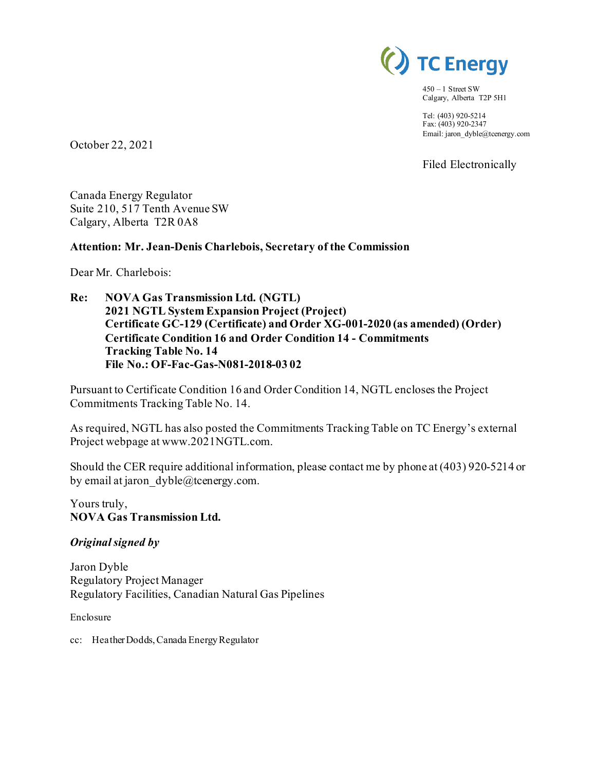TC Energy

450 – 1 Street SW
Calgary, Alberta T2P 5H1

Tel: (403) 920-5214
Fax: (403) 920-2347
Email: jaron_dyble@tcenergy.com

October 22, 2021

Filed Electronically

Canada Energy Regulator
Suite 210, 517 Tenth Avenue SW
Calgary, Alberta T2R 0A8

**Attention: Mr. Jean-Denis Charlebois, Secretary of the Commission**

Dear Mr. Charlebois:

**Re: NOVA Gas Transmission Ltd. (NGTL)**
**2021 NGTL System Expansion Project (Project)**
**Certificate GC-129 (Certificate) and Order XG-001-2020 (as amended) (Order)**
**Certificate Condition 16 and Order Condition 14 - Commitments Tracking Table No. 14**
**File No.: OF-Fac-Gas-N081-2018-03 02**

Pursuant to Certificate Condition 16 and Order Condition 14, NGTL encloses the Project Commitments Tracking Table No. 14.

As required, NGTL has also posted the Commitments Tracking Table on TC Energy's external Project webpage at www.2021NGTL.com.

Should the CER require additional information, please contact me by phone at (403) 920-5214 or by email at jaron_dyble@tcenergy.com.

Yours truly,
**NOVA Gas Transmission Ltd.**

***Original signed by***

Jaron Dyble
Regulatory Project Manager
Regulatory Facilities, Canadian Natural Gas Pipelines

Enclosure

cc: Heather Dodds, Canada Energy Regulator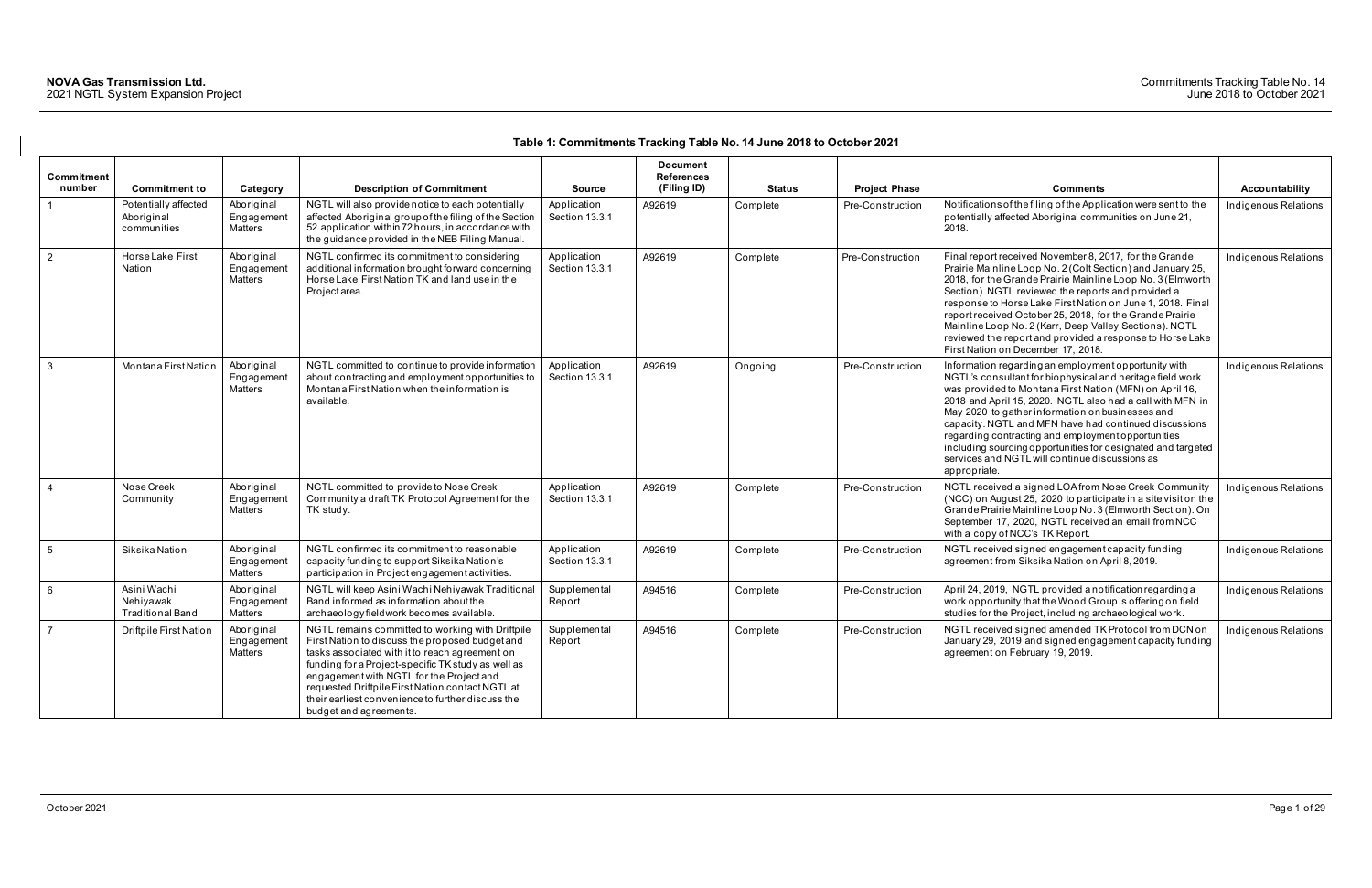**Table 1: Commitments Tracking Table No. 14 June 2018 to October 2021**

| Commitment number | Commitment to | Category | Description of Commitment | Source | Document References (Filing ID) | Status | Project Phase | Comments | Accountability |
|---|---|---|---|---|---|---|---|---|---|
| 1 | Potentially affected Aboriginal communities | Aboriginal Engagement Matters | NGTL will also provide notice to each potentially affected Aboriginal group of the filing of the Section 52 application within 72 hours, in accordance with the guidance provided in the NEB Filing Manual. | Application Section 13.3.1 | A92619 | Complete | Pre-Construction | Notifications of the filing of the Application were sent to the potentially affected Aboriginal communities on June 21, 2018. | Indigenous Relations |
| 2 | Horse Lake First Nation | Aboriginal Engagement Matters | NGTL confirmed its commitment to considering additional information brought forward concerning Horse Lake First Nation TK and land use in the Project area. | Application Section 13.3.1 | A92619 | Complete | Pre-Construction | Final report received November 8, 2017, for the Grande Prairie Mainline Loop No. 2 (Colt Section) and January 25, 2018, for the Grande Prairie Mainline Loop No. 3 (Elmworth Section). NGTL reviewed the reports and provided a response to Horse Lake First Nation on June 1, 2018. Final report received October 25, 2018, for the Grande Prairie Mainline Loop No. 2 (Karr, Deep Valley Sections). NGTL reviewed the report and provided a response to Horse Lake First Nation on December 17, 2018. | Indigenous Relations |
| 3 | Montana First Nation | Aboriginal Engagement Matters | NGTL committed to continue to provide information about contracting and employment opportunities to Montana First Nation when the information is available. | Application Section 13.3.1 | A92619 | Ongoing | Pre-Construction | Information regarding an employment opportunity with NGTL's consultant for biophysical and heritage field work was provided to Montana First Nation (MFN) on April 16, 2018 and April 15, 2020. NGTL also had a call with MFN in May 2020 to gather information on businesses and capacity. NGTL and MFN have had continued discussions regarding contracting and employment opportunities including sourcing opportunities for designated and targeted services and NGTL will continue discussions as appropriate. | Indigenous Relations |
| 4 | Nose Creek Community | Aboriginal Engagement Matters | NGTL committed to provide to Nose Creek Community a draft TK Protocol Agreement for the TK study. | Application Section 13.3.1 | A92619 | Complete | Pre-Construction | NGTL received a signed LOA from Nose Creek Community (NCC) on August 25, 2020 to participate in a site visit on the Grande Prairie Mainline Loop No. 3 (Elmworth Section). On September 17, 2020, NGTL received an email from NCC with a copy of NCC's TK Report. | Indigenous Relations |
| 5 | Siksika Nation | Aboriginal Engagement Matters | NGTL confirmed its commitment to reasonable capacity funding to support Siksika Nation's participation in Project engagement activities. | Application Section 13.3.1 | A92619 | Complete | Pre-Construction | NGTL received signed engagement capacity funding agreement from Siksika Nation on April 8, 2019. | Indigenous Relations |
| 6 | Asini Wachi Nehiyawak Traditional Band | Aboriginal Engagement Matters | NGTL will keep Asini Wachi Nehiyawak Traditional Band informed as information about the archaeology fieldwork becomes available. | Supplemental Report | A94516 | Complete | Pre-Construction | April 24, 2019, NGTL provided a notification regarding a work opportunity that the Wood Group is offering on field studies for the Project, including archaeological work. | Indigenous Relations |
| 7 | Driftpile First Nation | Aboriginal Engagement Matters | NGTL remains committed to working with Driftpile First Nation to discuss the proposed budget and tasks associated with it to reach agreement on funding for a Project-specific TK study as well as engagement with NGTL for the Project and requested Driftpile First Nation contact NGTL at their earliest convenience to further discuss the budget and agreements. | Supplemental Report | A94516 | Complete | Pre-Construction | NGTL received signed amended TK Protocol from DCN on January 29, 2019 and signed engagement capacity funding agreement on February 19, 2019. | Indigenous Relations |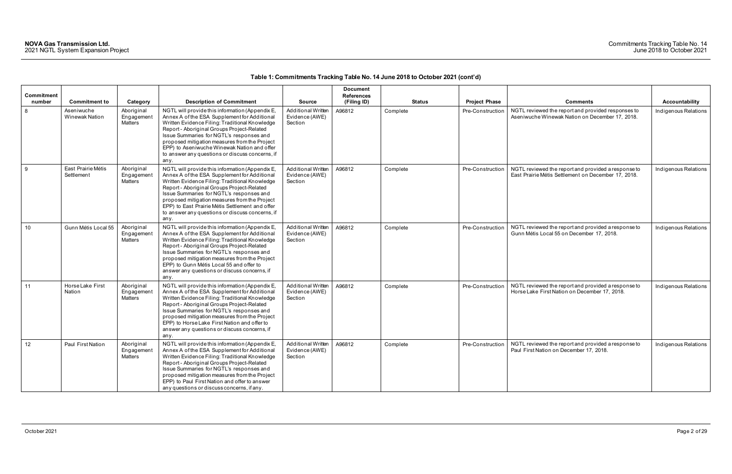**Table 1: Commitments Tracking Table No. 14 June 2018 to October 2021 (cont'd)**

| Commitment number | Commitment to | Category | Description of Commitment | Source | Document References (Filing ID) | Status | Project Phase | Comments | Accountability |
|---|---|---|---|---|---|---|---|---|---|
| 8 | Aseniwuche Winewak Nation | Aboriginal Engagement Matters | NGTL will provide this information (Appendix E, Annex A of the ESA Supplement for Additional Written Evidence Filing: Traditional Knowledge Report - Aboriginal Groups Project-Related Issue Summaries for NGTL's responses and proposed mitigation measures from the Project EPP) to Aseniwuche Winewak Nation and offer to answer any questions or discuss concerns, if any. | Additional Written Evidence (AWE) Section | A96812 | Complete | Pre-Construction | NGTL reviewed the report and provided responses to Aseniwuche Winewak Nation on December 17, 2018. | Indigenous Relations |
| 9 | East Prairie Métis Settlement | Aboriginal Engagement Matters | NGTL will provide this information (Appendix E, Annex A of the ESA Supplement for Additional Written Evidence Filing: Traditional Knowledge Report - Aboriginal Groups Project-Related Issue Summaries for NGTL's responses and proposed mitigation measures from the Project EPP) to East Prairie Métis Settlement and offer to answer any questions or discuss concerns, if any. | Additional Written Evidence (AWE) Section | A96812 | Complete | Pre-Construction | NGTL reviewed the report and provided a response to East Prairie Métis Settlement on December 17, 2018. | Indigenous Relations |
| 10 | Gunn Métis Local 55 | Aboriginal Engagement Matters | NGTL will provide this information (Appendix E, Annex A of the ESA Supplement for Additional Written Evidence Filing: Traditional Knowledge Report - Aboriginal Groups Project-Related Issue Summaries for NGTL's responses and proposed mitigation measures from the Project EPP) to Gunn Métis Local 55 and offer to answer any questions or discuss concerns, if any. | Additional Written Evidence (AWE) Section | A96812 | Complete | Pre-Construction | NGTL reviewed the report and provided a response to Gunn Métis Local 55 on December 17, 2018. | Indigenous Relations |
| 11 | Horse Lake First Nation | Aboriginal Engagement Matters | NGTL will provide this information (Appendix E, Annex A of the ESA Supplement for Additional Written Evidence Filing: Traditional Knowledge Report - Aboriginal Groups Project-Related Issue Summaries for NGTL's responses and proposed mitigation measures from the Project EPP) to Horse Lake First Nation and offer to answer any questions or discuss concerns, if any. | Additional Written Evidence (AWE) Section | A96812 | Complete | Pre-Construction | NGTL reviewed the report and provided a response to Horse Lake First Nation on December 17, 2018. | Indigenous Relations |
| 12 | Paul First Nation | Aboriginal Engagement Matters | NGTL will provide this information (Appendix E, Annex A of the ESA Supplement for Additional Written Evidence Filing: Traditional Knowledge Report - Aboriginal Groups Project-Related Issue Summaries for NGTL's responses and proposed mitigation measures from the Project EPP) to Paul First Nation and offer to answer any questions or discuss concerns, if any. | Additional Written Evidence (AWE) Section | A96812 | Complete | Pre-Construction | NGTL reviewed the report and provided a response to Paul First Nation on December 17, 2018. | Indigenous Relations |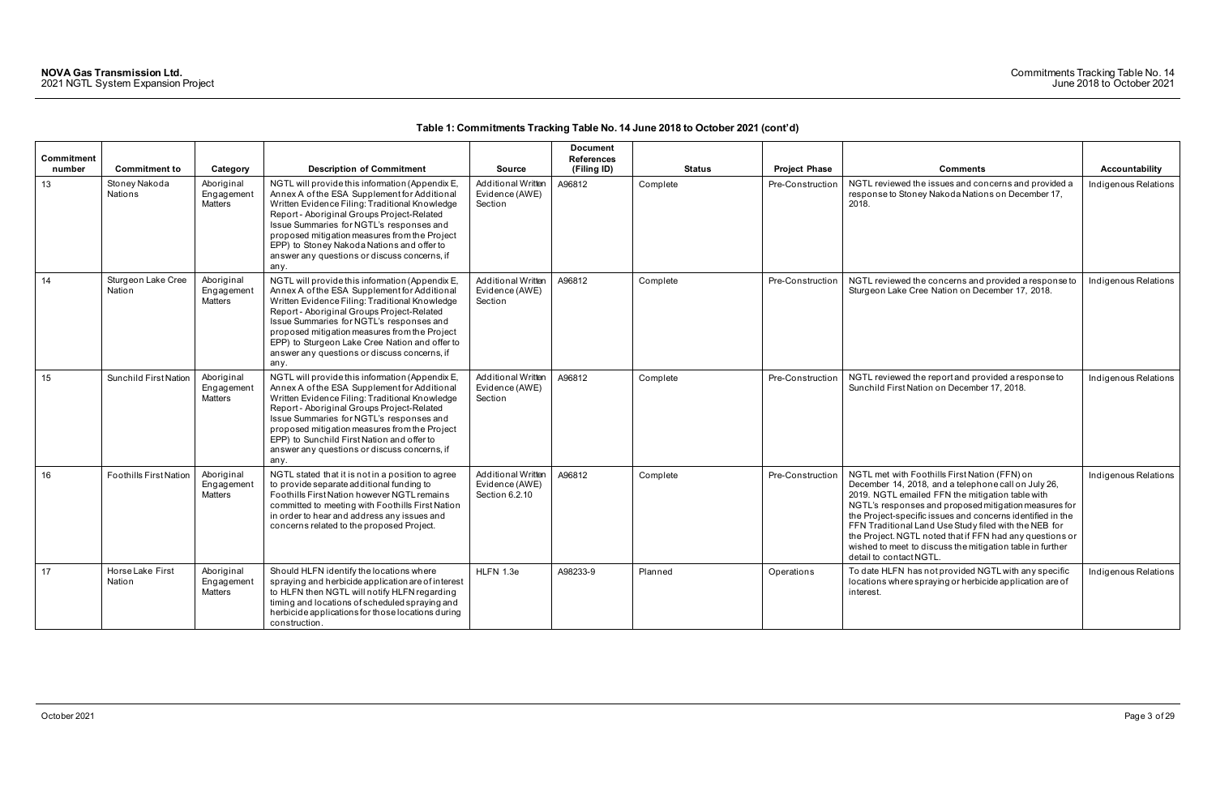**Table 1: Commitments Tracking Table No. 14 June 2018 to October 2021 (cont'd)**

| Commitment number | Commitment to | Category | Description of Commitment | Source | Document References (Filing ID) | Status | Project Phase | Comments | Accountability |
|---|---|---|---|---|---|---|---|---|---|
| 13 | Stoney Nakoda Nations | Aboriginal Engagement Matters | NGTL will provide this information (Appendix E, Annex A of the ESA Supplement for Additional Written Evidence Filing: Traditional Knowledge Report - Aboriginal Groups Project-Related Issue Summaries for NGTL's responses and proposed mitigation measures from the Project EPP) to Stoney Nakoda Nations and offer to answer any questions or discuss concerns, if any. | Additional Written Evidence (AWE) Section | A96812 | Complete | Pre-Construction | NGTL reviewed the issues and concerns and provided a response to Stoney Nakoda Nations on December 17, 2018. | Indigenous Relations |
| 14 | Sturgeon Lake Cree Nation | Aboriginal Engagement Matters | NGTL will provide this information (Appendix E, Annex A of the ESA Supplement for Additional Written Evidence Filing: Traditional Knowledge Report - Aboriginal Groups Project-Related Issue Summaries for NGTL's responses and proposed mitigation measures from the Project EPP) to Sturgeon Lake Cree Nation and offer to answer any questions or discuss concerns, if any. | Additional Written Evidence (AWE) Section | A96812 | Complete | Pre-Construction | NGTL reviewed the concerns and provided a response to Sturgeon Lake Cree Nation on December 17, 2018. | Indigenous Relations |
| 15 | Sunchild First Nation | Aboriginal Engagement Matters | NGTL will provide this information (Appendix E, Annex A of the ESA Supplement for Additional Written Evidence Filing: Traditional Knowledge Report - Aboriginal Groups Project-Related Issue Summaries for NGTL's responses and proposed mitigation measures from the Project EPP) to Sunchild First Nation and offer to answer any questions or discuss concerns, if any. | Additional Written Evidence (AWE) Section | A96812 | Complete | Pre-Construction | NGTL reviewed the report and provided a response to Sunchild First Nation on December 17, 2018. | Indigenous Relations |
| 16 | Foothills First Nation | Aboriginal Engagement Matters | NGTL stated that it is not in a position to agree to provide separate additional funding to Foothills First Nation however NGTL remains committed to meeting with Foothills First Nation in order to hear and address any issues and concerns related to the proposed Project. | Additional Written Evidence (AWE) Section 6.2.10 | A96812 | Complete | Pre-Construction | NGTL met with Foothills First Nation (FFN) on December 14, 2018, and a telephone call on July 26, 2019. NGTL emailed FFN the mitigation table with NGTL's responses and proposed mitigation measures for the Project-specific issues and concerns identified in the FFN Traditional Land Use Study filed with the NEB for the Project. NGTL noted that if FFN had any questions or wished to meet to discuss the mitigation table in further detail to contact NGTL. | Indigenous Relations |
| 17 | Horse Lake First Nation | Aboriginal Engagement Matters | Should HLFN identify the locations where spraying and herbicide application are of interest to HLFN then NGTL will notify HLFN regarding timing and locations of scheduled spraying and herbicide applications for those locations during construction. | HLFN 1.3e | A98233-9 | Planned | Operations | To date HLFN has not provided NGTL with any specific locations where spraying or herbicide application are of interest. | Indigenous Relations |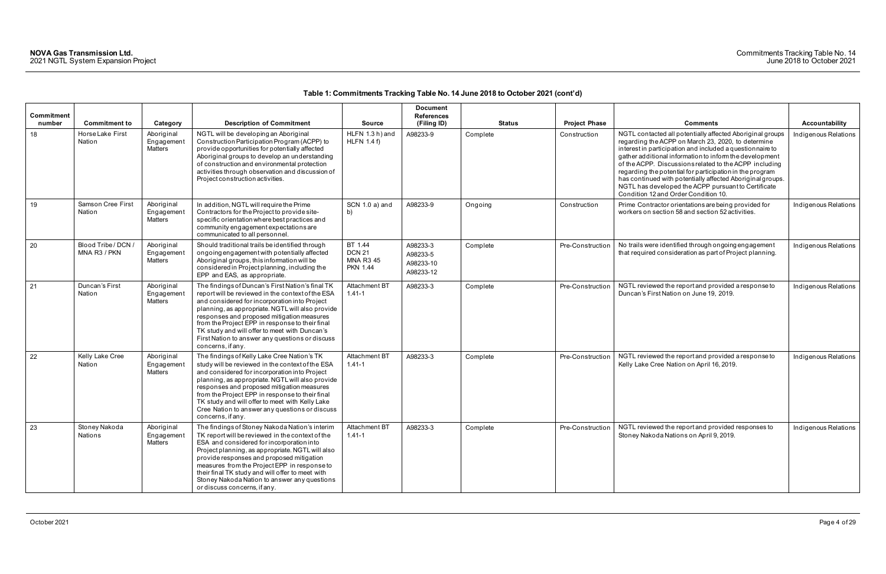**Table 1: Commitments Tracking Table No. 14 June 2018 to October 2021 (cont'd)**

| Commitment number | Commitment to | Category | Description of Commitment | Source | Document References (Filing ID) | Status | Project Phase | Comments | Accountability |
|---|---|---|---|---|---|---|---|---|---|
| 18 | Horse Lake First Nation | Aboriginal Engagement Matters | NGTL will be developing an Aboriginal Construction Participation Program (ACPP) to provide opportunities for potentially affected Aboriginal groups to develop an understanding of construction and environmental protection activities through observation and discussion of Project construction activities. | HLFN 1.3 h) and HLFN 1.4 f) | A98233-9 | Complete | Construction | NGTL contacted all potentially affected Aboriginal groups regarding the ACPP on March 23, 2020, to determine interest in participation and included a questionnaire to gather additional information to inform the development of the ACPP. Discussions related to the ACPP including regarding the potential for participation in the program has continued with potentially affected Aboriginal groups. NGTL has developed the ACPP pursuant to Certificate Condition 12 and Order Condition 10. | Indigenous Relations |
| 19 | Samson Cree First Nation | Aboriginal Engagement Matters | In addition, NGTL will require the Prime Contractors for the Project to provide site-specific orientation where best practices and community engagement expectations are communicated to all personnel. | SCN 1.0 a) and b) | A98233-9 | Ongoing | Construction | Prime Contractor orientations are being provided for workers on section 58 and section 52 activities. | Indigenous Relations |
| 20 | Blood Tribe / DCN / MNA R3 / PKN | Aboriginal Engagement Matters | Should traditional trails be identified through ongoing engagement with potentially affected Aboriginal groups, this information will be considered in Project planning, including the EPP and EAS, as appropriate. | BT 1.44<br>DCN 21<br>MNA R3 45<br>PKN 1.44 | A98233-3<br>A98233-5<br>A98233-10<br>A98233-12 | Complete | Pre-Construction | No trails were identified through ongoing engagement that required consideration as part of Project planning. | Indigenous Relations |
| 21 | Duncan's First Nation | Aboriginal Engagement Matters | The findings of Duncan's First Nation's final TK report will be reviewed in the context of the ESA and considered for incorporation into Project planning, as appropriate. NGTL will also provide responses and proposed mitigation measures from the Project EPP in response to their final TK study and will offer to meet with Duncan's First Nation to answer any questions or discuss concerns, if any. | Attachment BT 1.41-1 | A98233-3 | Complete | Pre-Construction | NGTL reviewed the report and provided a response to Duncan's First Nation on June 19, 2019. | Indigenous Relations |
| 22 | Kelly Lake Cree Nation | Aboriginal Engagement Matters | The findings of Kelly Lake Cree Nation's TK study will be reviewed in the context of the ESA and considered for incorporation into Project planning, as appropriate. NGTL will also provide responses and proposed mitigation measures from the Project EPP in response to their final TK study and will offer to meet with Kelly Lake Cree Nation to answer any questions or discuss concerns, if any. | Attachment BT 1.41-1 | A98233-3 | Complete | Pre-Construction | NGTL reviewed the report and provided a response to Kelly Lake Cree Nation on April 16, 2019. | Indigenous Relations |
| 23 | Stoney Nakoda Nations | Aboriginal Engagement Matters | The findings of Stoney Nakoda Nation's interim TK report will be reviewed in the context of the ESA and considered for incorporation into Project planning, as appropriate. NGTL will also provide responses and proposed mitigation measures from the Project EPP in response to their final TK study and will offer to meet with Stoney Nakoda Nation to answer any questions or discuss concerns, if any. | Attachment BT 1.41-1 | A98233-3 | Complete | Pre-Construction | NGTL reviewed the report and provided responses to Stoney Nakoda Nations on April 9, 2019. | Indigenous Relations |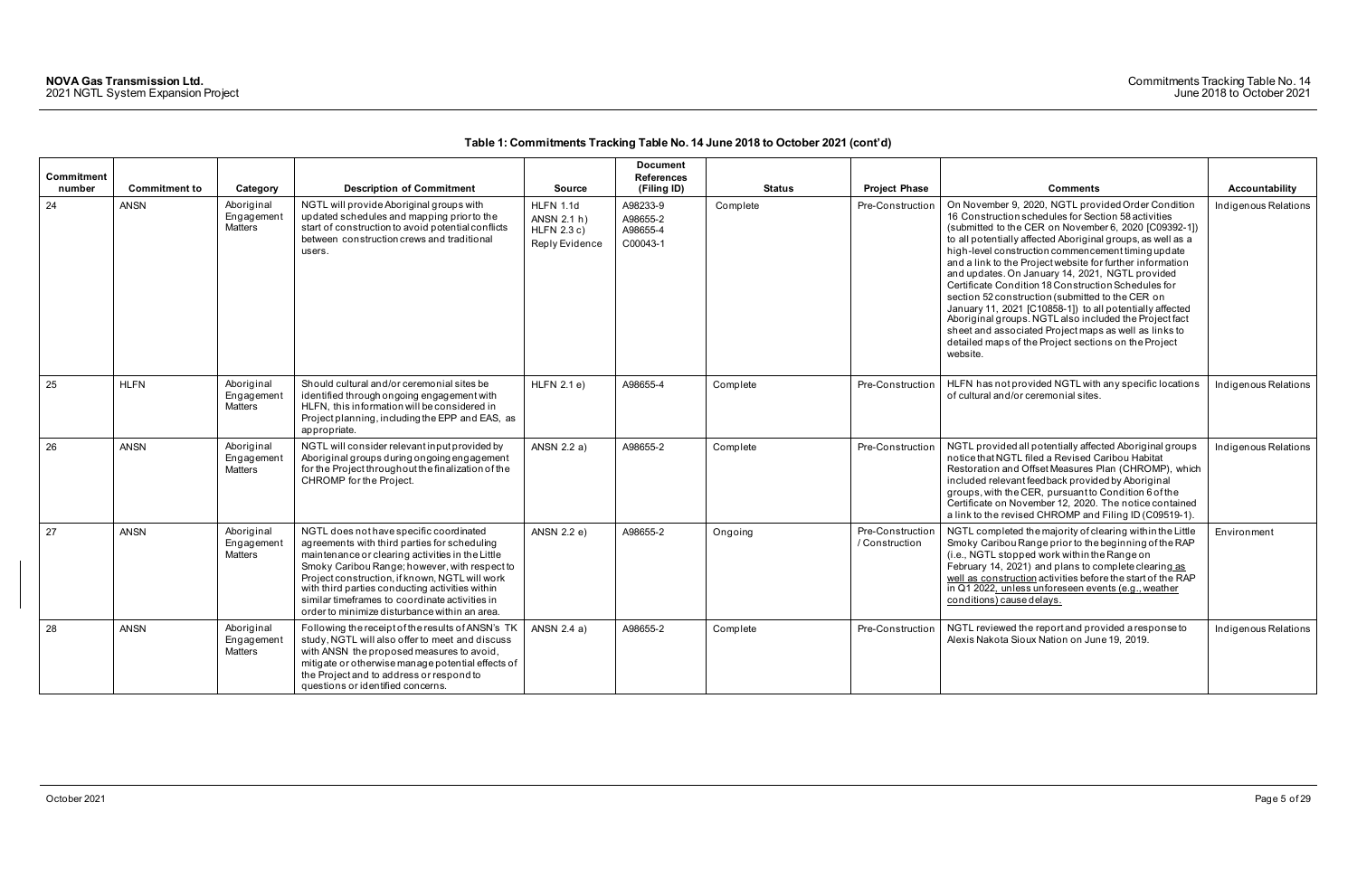**Table 1: Commitments Tracking Table No. 14 June 2018 to October 2021 (cont'd)**

| Commitment number | Commitment to | Category | Description of Commitment | Source | Document References (Filing ID) | Status | Project Phase | Comments | Accountability |
|---|---|---|---|---|---|---|---|---|---|
| 24 | ANSN | Aboriginal Engagement Matters | NGTL will provide Aboriginal groups with updated schedules and mapping prior to the start of construction to avoid potential conflicts between construction crews and traditional users. | HLFN 1.1d ANSN 2.1 h) HLFN 2.3 c) Reply Evidence | A98233-9 A98655-2 A98655-4 C00043-1 | Complete | Pre-Construction | On November 9, 2020, NGTL provided Order Condition 16 Construction schedules for Section 58 activities (submitted to the CER on November 6, 2020 [C09392-1]) to all potentially affected Aboriginal groups, as well as a high-level construction commencement timing update and a link to the Project website for further information and updates. On January 14, 2021, NGTL provided Certificate Condition 18 Construction Schedules for section 52 construction (submitted to the CER on January 11, 2021 [C10858-1]) to all potentially affected Aboriginal groups. NGTL also included the Project fact sheet and associated Project maps as well as links to detailed maps of the Project sections on the Project website. | Indigenous Relations |
| 25 | HLFN | Aboriginal Engagement Matters | Should cultural and/or ceremonial sites be identified through ongoing engagement with HLFN, this information will be considered in Project planning, including the EPP and EAS, as appropriate. | HLFN 2.1 e) | A98655-4 | Complete | Pre-Construction | HLFN has not provided NGTL with any specific locations of cultural and/or ceremonial sites. | Indigenous Relations |
| 26 | ANSN | Aboriginal Engagement Matters | NGTL will consider relevant input provided by Aboriginal groups during ongoing engagement for the Project throughout the finalization of the CHROMP for the Project. | ANSN 2.2 a) | A98655-2 | Complete | Pre-Construction | NGTL provided all potentially affected Aboriginal groups notice that NGTL filed a Revised Caribou Habitat Restoration and Offset Measures Plan (CHROMP), which included relevant feedback provided by Aboriginal groups, with the CER, pursuant to Condition 6 of the Certificate on November 12, 2020. The notice contained a link to the revised CHROMP and Filing ID (C09519-1). | Indigenous Relations |
| 27 | ANSN | Aboriginal Engagement Matters | NGTL does not have specific coordinated agreements with third parties for scheduling maintenance or clearing activities in the Little Smoky Caribou Range; however, with respect to Project construction, if known, NGTL will work with third parties conducting activities within similar timeframes to coordinate activities in order to minimize disturbance within an area. | ANSN 2.2 e) | A98655-2 | Ongoing | Pre-Construction / Construction | NGTL completed the majority of clearing within the Little Smoky Caribou Range prior to the beginning of the RAP (i.e., NGTL stopped work within the Range on February 14, 2021) and plans to complete clearing as well as construction activities before the start of the RAP in Q1 2022, unless unforeseen events (e.g., weather conditions) cause delays. | Environment |
| 28 | ANSN | Aboriginal Engagement Matters | Following the receipt of the results of ANSN's TK study, NGTL will also offer to meet and discuss with ANSN the proposed measures to avoid, mitigate or otherwise manage potential effects of the Project and to address or respond to questions or identified concerns. | ANSN 2.4 a) | A98655-2 | Complete | Pre-Construction | NGTL reviewed the report and provided a response to Alexis Nakota Sioux Nation on June 19, 2019. | Indigenous Relations |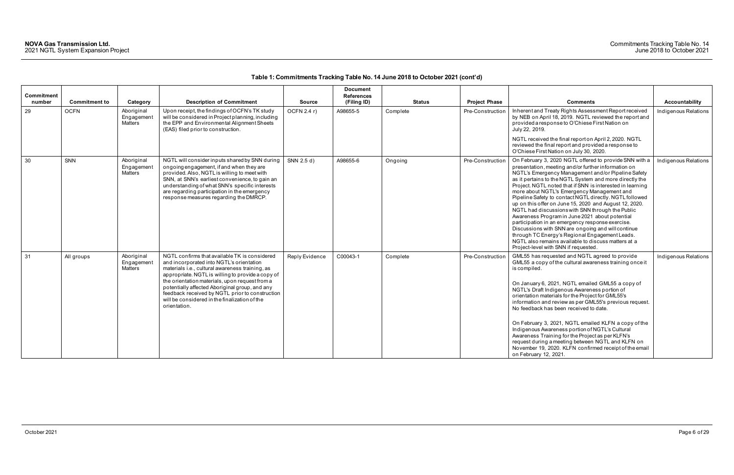**Table 1: Commitments Tracking Table No. 14 June 2018 to October 2021 (cont'd)**

| Commitment number | Commitment to | Category | Description of Commitment | Source | Document References (Filing ID) | Status | Project Phase | Comments | Accountability |
|---|---|---|---|---|---|---|---|---|---|
| 29 | OCFN | Aboriginal Engagement Matters | Upon receipt, the findings of OCFN's TK study will be considered in Project planning, including the EPP and Environmental Alignment Sheets (EAS) filed prior to construction. | OCFN 2.4 r) | A98655-5 | Complete | Pre-Construction | Inherent and Treaty Rights Assessment Report received by NEB on April 18, 2019. NGTL reviewed the report and provided a response to O'Chiese First Nation on July 22, 2019.<br><br>NGTL received the final report on April 2, 2020. NGTL reviewed the final report and provided a response to O'Chiese First Nation on July 30, 2020. | Indigenous Relations |
| 30 | SNN | Aboriginal Engagement Matters | NGTL will consider inputs shared by SNN during ongoing engagement, if and when they are provided. Also, NGTL is willing to meet with SNN, at SNN's earliest convenience, to gain an understanding of what SNN's specific interests are regarding participation in the emergency response measures regarding the DMRCP. | SNN 2.5 d) | A98655-6 | Ongoing | Pre-Construction | On February 3, 2020 NGTL offered to provide SNN with a presentation, meeting and/or further information on NGTL's Emergency Management and/or Pipeline Safety as it pertains to the NGTL System and more directly the Project. NGTL noted that if SNN is interested in learning more about NGTL's Emergency Management and Pipeline Safety to contact NGTL directly. NGTL followed up on this offer on June 15, 2020 and August 12, 2020. NGTL had discussions with SNN through the Public Awareness Program in June 2021 about potential participation in an emergency response exercise. Discussions with SNN are ongoing and will continue through TC Energy's Regional Engagement Leads. NGTL also remains available to discuss matters at a Project-level with SNN if requested. | Indigenous Relations |
| 31 | All groups | Aboriginal Engagement Matters | NGTL confirms that available TK is considered and incorporated into NGTL's orientation materials i.e., cultural awareness training, as appropriate. NGTL is willing to provide a copy of the orientation materials, upon request from a potentially affected Aboriginal group, and any feedback received by NGTL prior to construction will be considered in the finalization of the orientation. | Reply Evidence | C00043-1 | Complete | Pre-Construction | GML55 has requested and NGTL agreed to provide GML55 a copy of the cultural awareness training once it is compiled.<br><br>On January 6, 2021, NGTL emailed GML55 a copy of NGTL's Draft Indigenous Awareness portion of orientation materials for the Project for GML55's information and review as per GML55's previous request. No feedback has been received to date.<br><br>On February 3, 2021, NGTL emailed KLFN a copy of the Indigenous Awareness portion of NGTL's Cultural Awareness Training for the Project as per KLFN's request during a meeting between NGTL and KLFN on November 19, 2020. KLFN confirmed receipt of the email on February 12, 2021. | Indigenous Relations |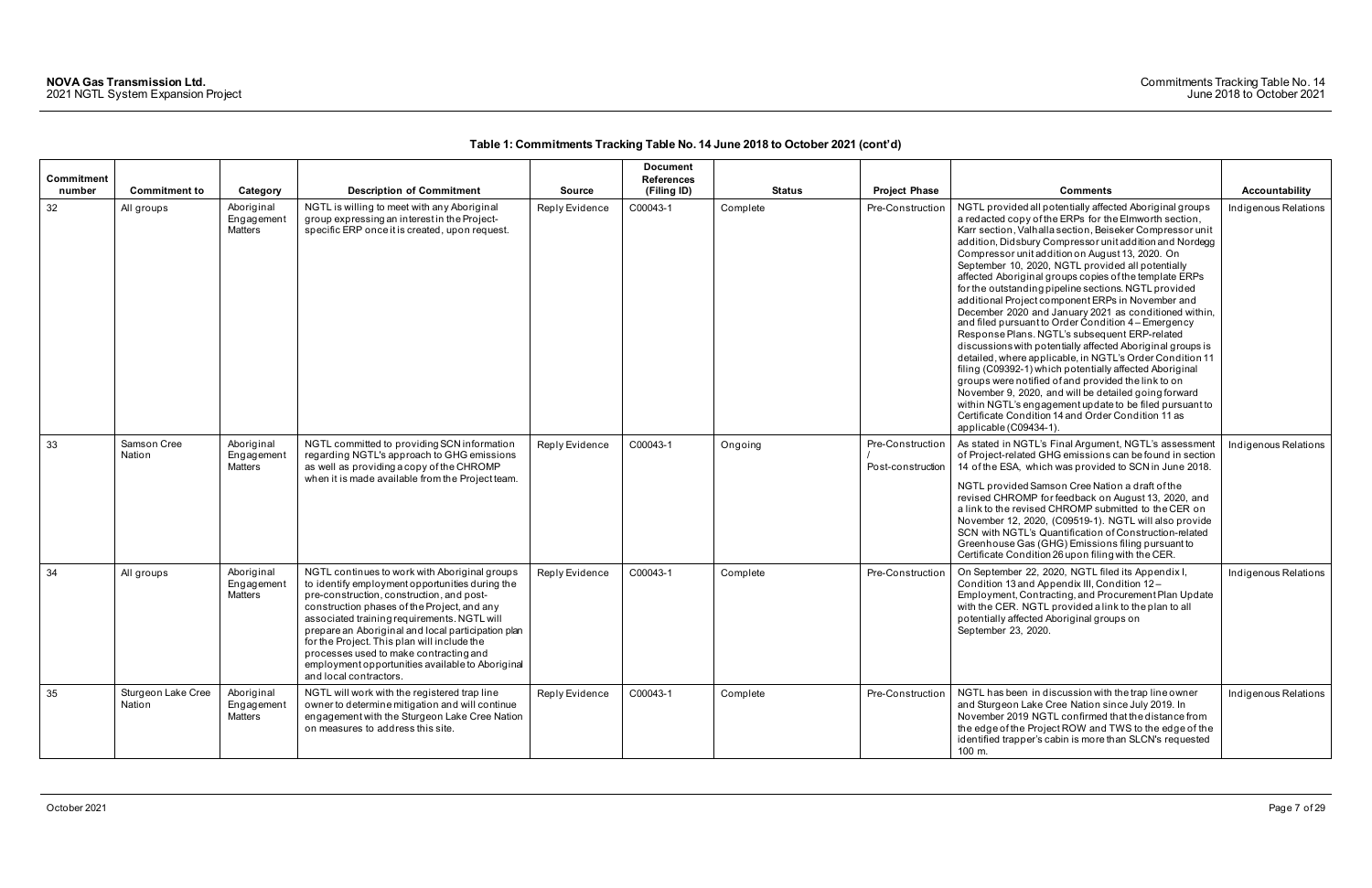**Table 1: Commitments Tracking Table No. 14 June 2018 to October 2021 (cont'd)**

| Commitment number | Commitment to | Category | Description of Commitment | Source | Document References (Filing ID) | Status | Project Phase | Comments | Accountability |
|---|---|---|---|---|---|---|---|---|---|
| 32 | All groups | Aboriginal Engagement Matters | NGTL is willing to meet with any Aboriginal group expressing an interest in the Project-specific ERP once it is created, upon request. | Reply Evidence | C00043-1 | Complete | Pre-Construction | NGTL provided all potentially affected Aboriginal groups a redacted copy of the ERPs for the Elmworth section, Karr section, Valhalla section, Beiseker Compressor unit addition, Didsbury Compressor unit addition and Nordegg Compressor unit addition on August 13, 2020. On September 10, 2020, NGTL provided all potentially affected Aboriginal groups copies of the template ERPs for the outstanding pipeline sections. NGTL provided additional Project component ERPs in November and December 2020 and January 2021 as conditioned within, and filed pursuant to Order Condition 4 – Emergency Response Plans. NGTL's subsequent ERP-related discussions with potentially affected Aboriginal groups is detailed, where applicable, in NGTL's Order Condition 11 filing (C09392-1) which potentially affected Aboriginal groups were notified of and provided the link to on November 9, 2020, and will be detailed going forward within NGTL's engagement update to be filed pursuant to Certificate Condition 14 and Order Condition 11 as applicable (C09434-1). | Indigenous Relations |
| 33 | Samson Cree Nation | Aboriginal Engagement Matters | NGTL committed to providing SCN information regarding NGTL's approach to GHG emissions as well as providing a copy of the CHROMP when it is made available from the Project team. | Reply Evidence | C00043-1 | Ongoing | Pre-Construction / Post-construction | As stated in NGTL's Final Argument, NGTL's assessment of Project-related GHG emissions can be found in section 14 of the ESA, which was provided to SCN in June 2018.<br><br>NGTL provided Samson Cree Nation a draft of the revised CHROMP for feedback on August 13, 2020, and a link to the revised CHROMP submitted to the CER on November 12, 2020, (C09519-1). NGTL will also provide SCN with NGTL's Quantification of Construction-related Greenhouse Gas (GHG) Emissions filing pursuant to Certificate Condition 26 upon filing with the CER. | Indigenous Relations |
| 34 | All groups | Aboriginal Engagement Matters | NGTL continues to work with Aboriginal groups to identify employment opportunities during the pre-construction, construction, and post-construction phases of the Project, and any associated training requirements. NGTL will prepare an Aboriginal and local participation plan for the Project. This plan will include the processes used to make contracting and employment opportunities available to Aboriginal and local contractors. | Reply Evidence | C00043-1 | Complete | Pre-Construction | On September 22, 2020, NGTL filed its Appendix I, Condition 13 and Appendix III, Condition 12 – Employment, Contracting, and Procurement Plan Update with the CER. NGTL provided a link to the plan to all potentially affected Aboriginal groups on September 23, 2020. | Indigenous Relations |
| 35 | Sturgeon Lake Cree Nation | Aboriginal Engagement Matters | NGTL will work with the registered trap line owner to determine mitigation and will continue engagement with the Sturgeon Lake Cree Nation on measures to address this site. | Reply Evidence | C00043-1 | Complete | Pre-Construction | NGTL has been in discussion with the trap line owner and Sturgeon Lake Cree Nation since July 2019. In November 2019 NGTL confirmed that the distance from the edge of the Project ROW and TWS to the edge of the identified trapper's cabin is more than SLCN's requested 100 m. | Indigenous Relations |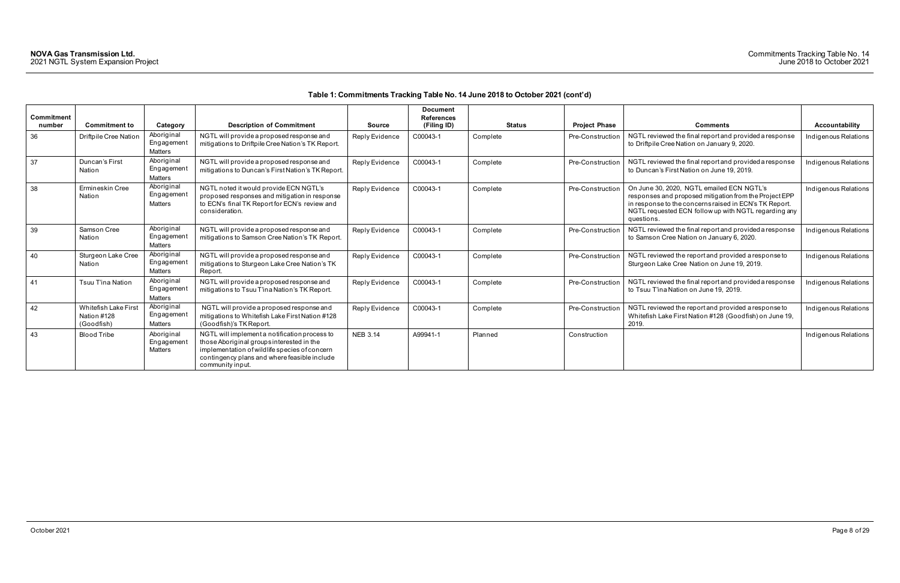**Table 1: Commitments Tracking Table No. 14 June 2018 to October 2021 (cont'd)**

| Commitment number | Commitment to | Category | Description of Commitment | Source | Document References (Filing ID) | Status | Project Phase | Comments | Accountability |
|---|---|---|---|---|---|---|---|---|---|
| 36 | Driftpile Cree Nation | Aboriginal Engagement Matters | NGTL will provide a proposed response and mitigations to Driftpile Cree Nation's TK Report. | Reply Evidence | C00043-1 | Complete | Pre-Construction | NGTL reviewed the final report and provided a response to Driftpile Cree Nation on January 9, 2020. | Indigenous Relations |
| 37 | Duncan's First Nation | Aboriginal Engagement Matters | NGTL will provide a proposed response and mitigations to Duncan's First Nation's TK Report. | Reply Evidence | C00043-1 | Complete | Pre-Construction | NGTL reviewed the final report and provided a response to Duncan's First Nation on June 19, 2019. | Indigenous Relations |
| 38 | Ermineskin Cree Nation | Aboriginal Engagement Matters | NGTL noted it would provide ECN NGTL's proposed responses and mitigation in response to ECN's final TK Report for ECN's review and consideration. | Reply Evidence | C00043-1 | Complete | Pre-Construction | On June 30, 2020, NGTL emailed ECN NGTL's responses and proposed mitigation from the Project EPP in response to the concerns raised in ECN's TK Report. NGTL requested ECN follow up with NGTL regarding any questions. | Indigenous Relations |
| 39 | Samson Cree Nation | Aboriginal Engagement Matters | NGTL will provide a proposed response and mitigations to Samson Cree Nation's TK Report. | Reply Evidence | C00043-1 | Complete | Pre-Construction | NGTL reviewed the final report and provided a response to Samson Cree Nation on January 6, 2020. | Indigenous Relations |
| 40 | Sturgeon Lake Cree Nation | Aboriginal Engagement Matters | NGTL will provide a proposed response and mitigations to Sturgeon Lake Cree Nation's TK Report. | Reply Evidence | C00043-1 | Complete | Pre-Construction | NGTL reviewed the report and provided a response to Sturgeon Lake Cree Nation on June 19, 2019. | Indigenous Relations |
| 41 | Tsuu T'ina Nation | Aboriginal Engagement Matters | NGTL will provide a proposed response and mitigations to Tsuu T'ina Nation's TK Report. | Reply Evidence | C00043-1 | Complete | Pre-Construction | NGTL reviewed the final report and provided a response to Tsuu T'ina Nation on June 19, 2019. | Indigenous Relations |
| 42 | Whitefish Lake First Nation #128 (Goodfish) | Aboriginal Engagement Matters | NGTL will provide a proposed response and mitigations to Whitefish Lake First Nation #128 (Goodfish)'s TK Report. | Reply Evidence | C00043-1 | Complete | Pre-Construction | NGTL reviewed the report and provided a response to Whitefish Lake First Nation #128 (Goodfish) on June 19, 2019. | Indigenous Relations |
| 43 | Blood Tribe | Aboriginal Engagement Matters | NGTL will implement a notification process to those Aboriginal groups interested in the implementation of wildlife species of concern contingency plans and where feasible include community input. | NEB 3.14 | A99941-1 | Planned | Construction | | Indigenous Relations |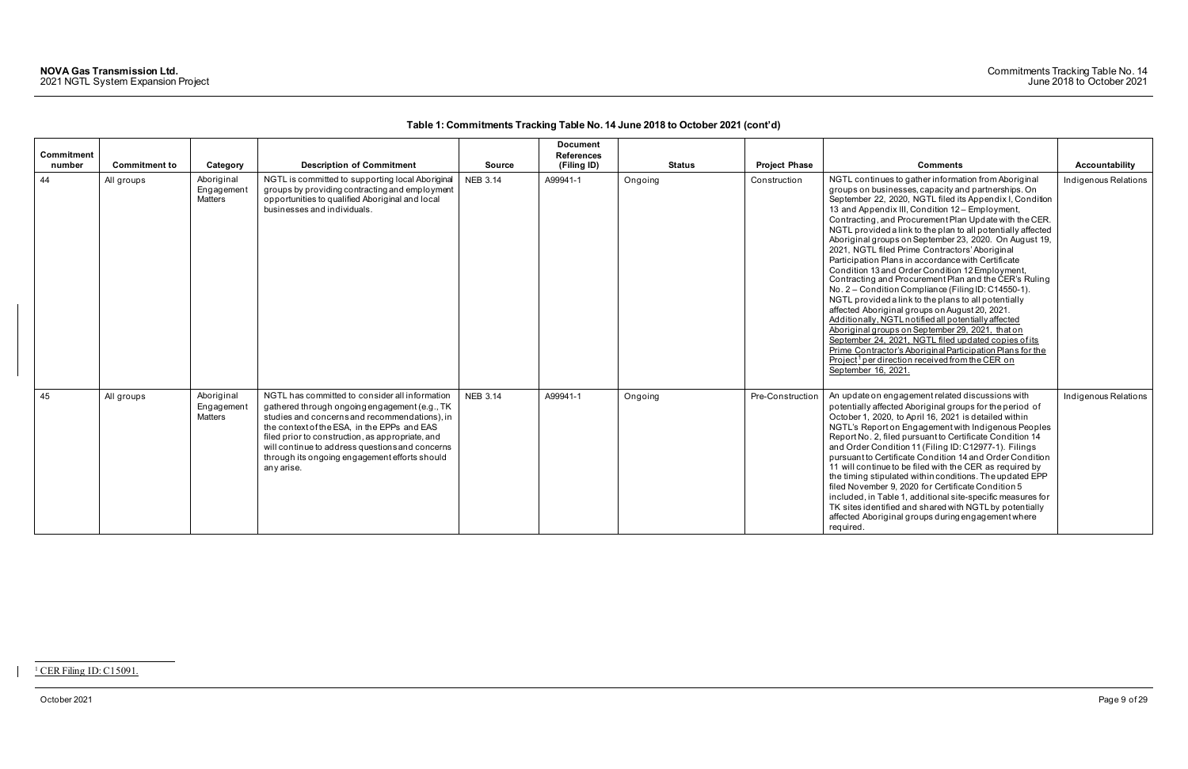**Table 1: Commitments Tracking Table No. 14 June 2018 to October 2021 (cont'd)**

| Commitment number | Commitment to | Category | Description of Commitment | Source | Document References (Filing ID) | Status | Project Phase | Comments | Accountability |
|---|---|---|---|---|---|---|---|---|---|
| 44 | All groups | Aboriginal Engagement Matters | NGTL is committed to supporting local Aboriginal groups by providing contracting and employment opportunities to qualified Aboriginal and local businesses and individuals. | NEB 3.14 | A99941-1 | Ongoing | Construction | NGTL continues to gather information from Aboriginal groups on businesses, capacity and partnerships. On September 22, 2020, NGTL filed its Appendix I, Condition 13 and Appendix III, Condition 12 – Employment, Contracting, and Procurement Plan Update with the CER. NGTL provided a link to the plan to all potentially affected Aboriginal groups on September 23, 2020. On August 19, 2021, NGTL filed Prime Contractors' Aboriginal Participation Plans in accordance with Certificate Condition 13 and Order Condition 12 Employment, Contracting and Procurement Plan and the CER's Ruling No. 2 – Condition Compliance (Filing ID: C14550-1). NGTL provided a link to the plans to all potentially affected Aboriginal groups on August 20, 2021. Additionally, NGTL notified all potentially affected Aboriginal groups on September 29, 2021, that on September 24, 2021, NGTL filed updated copies of its Prime Contractor's Aboriginal Participation Plans for the Project[1] per direction received from the CER on September 16, 2021. | Indigenous Relations |
| 45 | All groups | Aboriginal Engagement Matters | NGTL has committed to consider all information gathered through ongoing engagement (e.g., TK studies and concerns and recommendations), in the context of the ESA, in the EPPs and EAS filed prior to construction, as appropriate, and will continue to address questions and concerns through its ongoing engagement efforts should any arise. | NEB 3.14 | A99941-1 | Ongoing | Pre-Construction | An update on engagement related discussions with potentially affected Aboriginal groups for the period of October 1, 2020, to April 16, 2021 is detailed within NGTL's Report on Engagement with Indigenous Peoples Report No. 2, filed pursuant to Certificate Condition 14 and Order Condition 11 (Filing ID: C12977-1). Filings pursuant to Certificate Condition 14 and Order Condition 11 will continue to be filed with the CER as required by the timing stipulated within conditions. The updated EPP filed November 9, 2020 for Certificate Condition 5 included, in Table 1, additional site-specific measures for TK sites identified and shared with NGTL by potentially affected Aboriginal groups during engagement where required. | Indigenous Relations |

[1] CER Filing ID: C15091.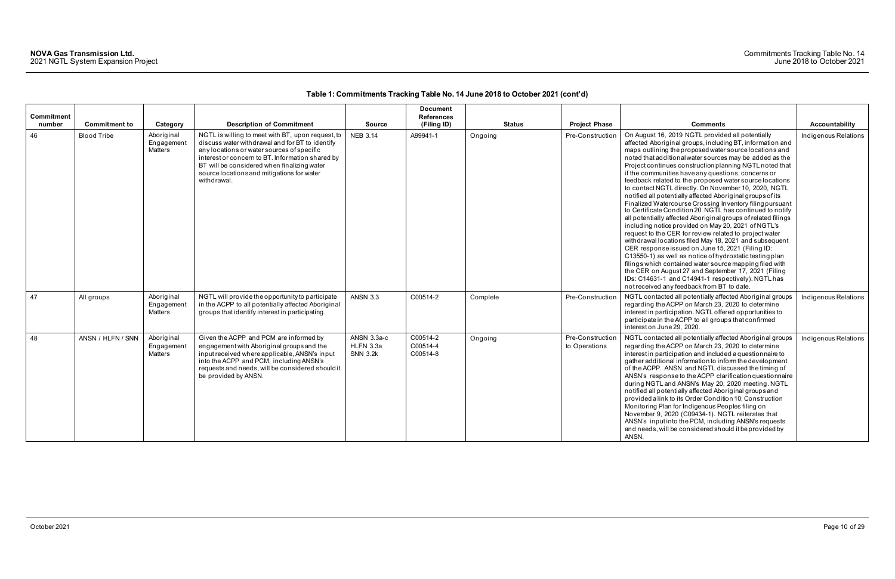**Table 1: Commitments Tracking Table No. 14 June 2018 to October 2021 (cont'd)**

| Commitment number | Commitment to | Category | Description of Commitment | Source | Document References (Filing ID) | Status | Project Phase | Comments | Accountability |
|---|---|---|---|---|---|---|---|---|---|
| 46 | Blood Tribe | Aboriginal Engagement Matters | NGTL is willing to meet with BT, upon request, to discuss water withdrawal and for BT to identify any locations or water sources of specific interest or concern to BT. Information shared by BT will be considered when finalizing water source locations and mitigations for water withdrawal. | NEB 3.14 | A99941-1 | Ongoing | Pre-Construction | On August 16, 2019 NGTL provided all potentially affected Aboriginal groups, including BT, information and maps outlining the proposed water source locations and noted that additional water sources may be added as the Project continues construction planning NGTL noted that if the communities have any questions, concerns or feedback related to the proposed water source locations to contact NGTL directly. On November 10, 2020, NGTL notified all potentially affected Aboriginal groups of its Finalized Watercourse Crossing Inventory filing pursuant to Certificate Condition 20. NGTL has continued to notify all potentially affected Aboriginal groups of related filings including notice provided on May 20, 2021 of NGTL's request to the CER for review related to project water withdrawal locations filed May 18, 2021 and subsequent CER response issued on June 15, 2021 (Filing ID: C13550-1) as well as notice of hydrostatic testing plan filings which contained water source mapping filed with the CER on August 27 and September 17, 2021 (Filing IDs: C14631-1 and C14941-1 respectively). NGTL has not received any feedback from BT to date. | Indigenous Relations |
| 47 | All groups | Aboriginal Engagement Matters | NGTL will provide the opportunity to participate in the ACPP to all potentially affected Aboriginal groups that identify interest in participating. | ANSN 3.3 | C00514-2 | Complete | Pre-Construction | NGTL contacted all potentially affected Aboriginal groups regarding the ACPP on March 23, 2020 to determine interest in participation. NGTL offered opportunities to participate in the ACPP to all groups that confirmed interest on June 29, 2020. | Indigenous Relations |
| 48 | ANSN / HLFN / SNN | Aboriginal Engagement Matters | Given the ACPP and PCM are informed by engagement with Aboriginal groups and the input received where applicable, ANSN's input into the ACPP and PCM, including ANSN's requests and needs, will be considered should it be provided by ANSN. | ANSN 3.3a-c HLFN 3.3a SNN 3.2k | C00514-2 C00514-4 C00514-8 | Ongoing | Pre-Construction to Operations | NGTL contacted all potentially affected Aboriginal groups regarding the ACPP on March 23, 2020 to determine interest in participation and included a questionnaire to gather additional information to inform the development of the ACPP. ANSN and NGTL discussed the timing of ANSN's response to the ACPP clarification questionnaire during NGTL and ANSN's May 20, 2020 meeting. NGTL notified all potentially affected Aboriginal groups and provided a link to its Order Condition 10: Construction Monitoring Plan for Indigenous Peoples filing on November 9, 2020 (C09434-1). NGTL reiterates that ANSN's input into the PCM, including ANSN's requests and needs, will be considered should it be provided by ANSN. | Indigenous Relations |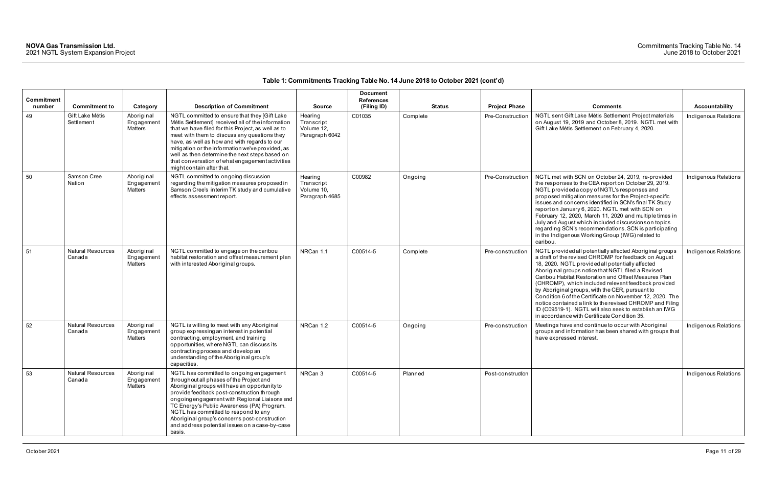**Table 1: Commitments Tracking Table No. 14 June 2018 to October 2021 (cont'd)**

| Commitment number | Commitment to | Category | Description of Commitment | Source | Document References (Filing ID) | Status | Project Phase | Comments | Accountability |
|---|---|---|---|---|---|---|---|---|---|
| 49 | Gift Lake Métis Settlement | Aboriginal Engagement Matters | NGTL committed to ensure that they [Gift Lake Métis Settlement] received all of the information that we have filed for this Project, as well as to meet with them to discuss any questions they have, as well as how and with regards to our mitigation or the information we've provided, as well as then determine the next steps based on that conversation of what engagement activities might contain after that. | Hearing Transcript Volume 12, Paragraph 6042 | C01035 | Complete | Pre-Construction | NGTL sent Gift Lake Métis Settlement Project materials on August 19, 2019 and October 8, 2019. NGTL met with Gift Lake Métis Settlement on February 4, 2020. | Indigenous Relations |
| 50 | Samson Cree Nation | Aboriginal Engagement Matters | NGTL committed to ongoing discussion regarding the mitigation measures proposed in Samson Cree's interim TK study and cumulative effects assessment report. | Hearing Transcript Volume 10, Paragraph 4685 | C00982 | Ongoing | Pre-Construction | NGTL met with SCN on October 24, 2019, re-provided the responses to the CEA report on October 29, 2019. NGTL provided a copy of NGTL's responses and proposed mitigation measures for the Project-specific issues and concerns identified in SCN's final TK Study report on January 6, 2020. NGTL met with SCN on February 12, 2020, March 11, 2020 and multiple times in July and August which included discussions on topics regarding SCN's recommendations. SCN is participating in the Indigenous Working Group (IWG) related to caribou. | Indigenous Relations |
| 51 | Natural Resources Canada | Aboriginal Engagement Matters | NGTL committed to engage on the caribou habitat restoration and offset measurement plan with interested Aboriginal groups. | NRCan 1.1 | C00514-5 | Complete | Pre-construction | NGTL provided all potentially affected Aboriginal groups a draft of the revised CHROMP for feedback on August 18, 2020. NGTL provided all potentially affected Aboriginal groups notice that NGTL filed a Revised Caribou Habitat Restoration and Offset Measures Plan (CHROMP), which included relevant feedback provided by Aboriginal groups, with the CER, pursuant to Condition 6 of the Certificate on November 12, 2020. The notice contained a link to the revised CHROMP and Filing ID (C09519-1). NGTL will also seek to establish an IWG in accordance with Certificate Condition 35. | Indigenous Relations |
| 52 | Natural Resources Canada | Aboriginal Engagement Matters | NGTL is willing to meet with any Aboriginal group expressing an interest in potential contracting, employment, and training opportunities, where NGTL can discuss its contracting process and develop an understanding of the Aboriginal group's capacities. | NRCan 1.2 | C00514-5 | Ongoing | Pre-construction | Meetings have and continue to occur with Aboriginal groups and information has been shared with groups that have expressed interest. | Indigenous Relations |
| 53 | Natural Resources Canada | Aboriginal Engagement Matters | NGTL has committed to ongoing engagement throughout all phases of the Project and Aboriginal groups will have an opportunity to provide feedback post-construction through ongoing engagement with Regional Liaisons and TC Energy's Public Awareness (PA) Program. NGTL has committed to respond to any Aboriginal group's concerns post-construction and address potential issues on a case-by-case basis. | NRCan 3 | C00514-5 | Planned | Post-construction | | Indigenous Relations |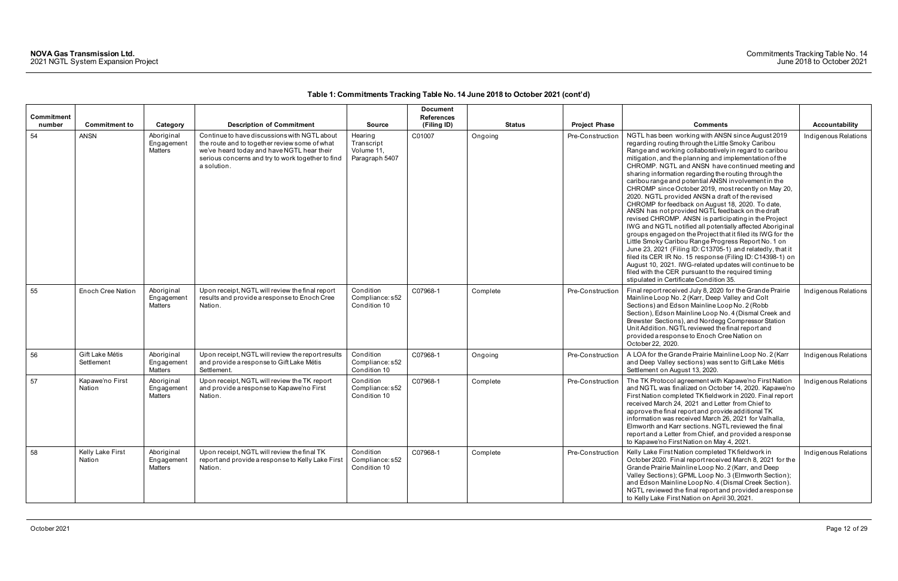**Table 1: Commitments Tracking Table No. 14 June 2018 to October 2021 (cont'd)**

| Commitment number | Commitment to | Category | Description of Commitment | Source | Document References (Filing ID) | Status | Project Phase | Comments | Accountability |
|---|---|---|---|---|---|---|---|---|---|
| 54 | ANSN | Aboriginal Engagement Matters | Continue to have discussions with NGTL about the route and to together review some of what we've heard today and have NGTL hear their serious concerns and try to work together to find a solution. | Hearing Transcript Volume 11, Paragraph 5407 | C01007 | Ongoing | Pre-Construction | NGTL has been working with ANSN since August 2019 regarding routing through the Little Smoky Caribou Range and working collaboratively in regard to caribou mitigation, and the planning and implementation of the CHROMP. NGTL and ANSN have continued meeting and sharing information regarding the routing through the caribou range and potential ANSN involvement in the CHROMP since October 2019, most recently on May 20, 2020. NGTL provided ANSN a draft of the revised CHROMP for feedback on August 18, 2020. To date, ANSN has not provided NGTL feedback on the draft revised CHROMP. ANSN is participating in the Project IWG and NGTL notified all potentially affected Aboriginal groups engaged on the Project that it filed its IWG for the Little Smoky Caribou Range Progress Report No. 1 on June 23, 2021 (Filing ID: C13705-1) and relatedly, that it filed its CER IR No. 15 response (Filing ID: C14398-1) on August 10, 2021. IWG-related updates will continue to be filed with the CER pursuant to the required timing stipulated in Certificate Condition 35. | Indigenous Relations |
| 55 | Enoch Cree Nation | Aboriginal Engagement Matters | Upon receipt, NGTL will review the final report results and provide a response to Enoch Cree Nation. | Condition Compliance: s52 Condition 10 | C07968-1 | Complete | Pre-Construction | Final report received July 8, 2020 for the Grande Prairie Mainline Loop No. 2 (Karr, Deep Valley and Colt Sections) and Edson Mainline Loop No. 2 (Robb Section), Edson Mainline Loop No. 4 (Dismal Creek and Brewster Sections), and Nordegg Compressor Station Unit Addition. NGTL reviewed the final report and provided a response to Enoch Cree Nation on October 22, 2020. | Indigenous Relations |
| 56 | Gift Lake Métis Settlement | Aboriginal Engagement Matters | Upon receipt, NGTL will review the report results and provide a response to Gift Lake Métis Settlement. | Condition Compliance: s52 Condition 10 | C07968-1 | Ongoing | Pre-Construction | A LOA for the Grande Prairie Mainline Loop No. 2 (Karr and Deep Valley sections) was sent to Gift Lake Métis Settlement on August 13, 2020. | Indigenous Relations |
| 57 | Kapawe'no First Nation | Aboriginal Engagement Matters | Upon receipt, NGTL will review the TK report and provide a response to Kapawe'no First Nation. | Condition Compliance: s52 Condition 10 | C07968-1 | Complete | Pre-Construction | The TK Protocol agreement with Kapawe'no First Nation and NGTL was finalized on October 14, 2020. Kapawe'no First Nation completed TK fieldwork in 2020. Final report received March 24, 2021 and Letter from Chief to approve the final report and provide additional TK information was received March 26, 2021 for Valhalla, Elmworth and Karr sections. NGTL reviewed the final report and a Letter from Chief, and provided a response to Kapawe'no First Nation on May 4, 2021. | Indigenous Relations |
| 58 | Kelly Lake First Nation | Aboriginal Engagement Matters | Upon receipt, NGTL will review the final TK report and provide a response to Kelly Lake First Nation. | Condition Compliance: s52 Condition 10 | C07968-1 | Complete | Pre-Construction | Kelly Lake First Nation completed TK fieldwork in October 2020. Final report received March 8, 2021 for the Grande Prairie Mainline Loop No. 2 (Karr, and Deep Valley Sections); GPML Loop No. 3 (Elmworth Section); and Edson Mainline Loop No. 4 (Dismal Creek Section). NGTL reviewed the final report and provided a response to Kelly Lake First Nation on April 30, 2021. | Indigenous Relations |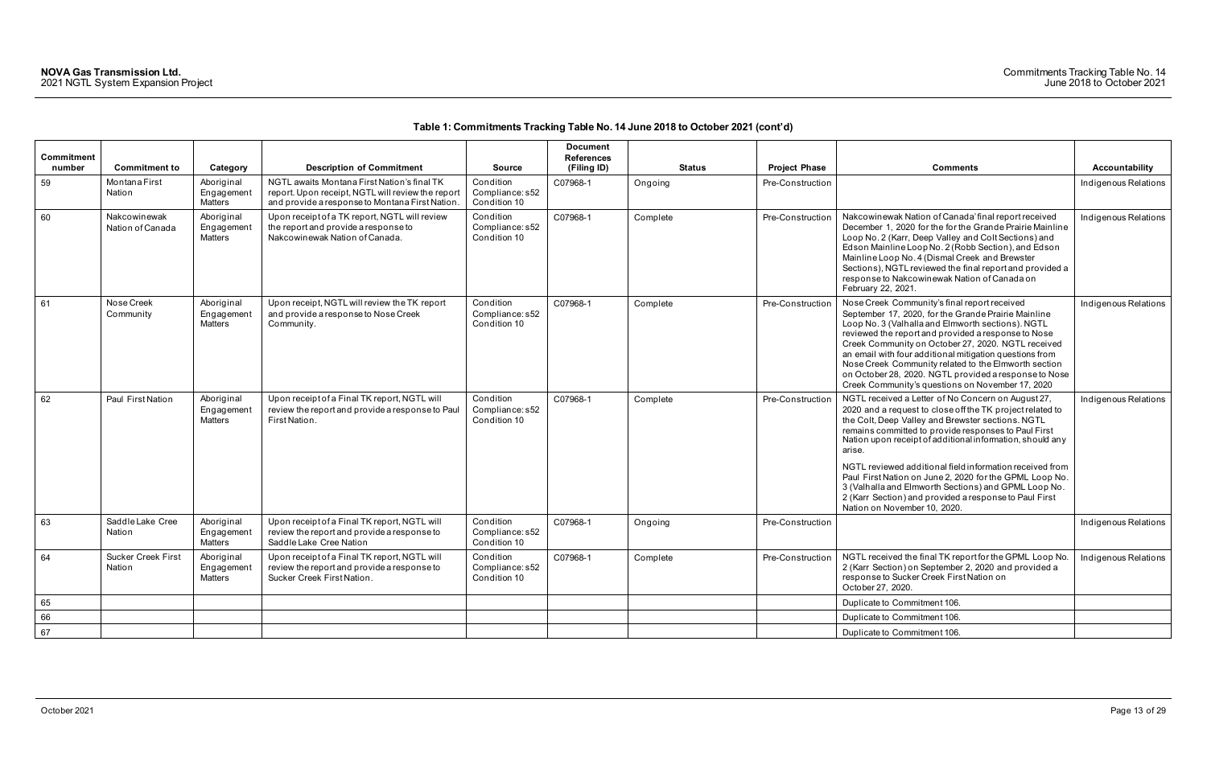## Table 1: Commitments Tracking Table No. 14 June 2018 to October 2021 (cont'd)

| Commitment number | Commitment to | Category | Description of Commitment | Source | Document References (Filing ID) | Status | Project Phase | Comments | Accountability |
|---|---|---|---|---|---|---|---|---|---|
| 59 | Montana First Nation | Aboriginal Engagement Matters | NGTL awaits Montana First Nation's final TK report. Upon receipt, NGTL will review the report and provide a response to Montana First Nation. | Condition Compliance: s52 Condition 10 | C07968-1 | Ongoing | Pre-Construction | | Indigenous Relations |
| 60 | Nakcowinewak Nation of Canada | Aboriginal Engagement Matters | Upon receipt of a TK report, NGTL will review the report and provide a response to Nakcowinewak Nation of Canada. | Condition Compliance: s52 Condition 10 | C07968-1 | Complete | Pre-Construction | Nakcowinewak Nation of Canada' final report received December 1, 2020 for the for the Grande Prairie Mainline Loop No. 2 (Karr, Deep Valley and Colt Sections) and Edson Mainline Loop No. 2 (Robb Section), and Edson Mainline Loop No. 4 (Dismal Creek and Brewster Sections), NGTL reviewed the final report and provided a response to Nakcowinewak Nation of Canada on February 22, 2021. | Indigenous Relations |
| 61 | Nose Creek Community | Aboriginal Engagement Matters | Upon receipt, NGTL will review the TK report and provide a response to Nose Creek Community. | Condition Compliance: s52 Condition 10 | C07968-1 | Complete | Pre-Construction | Nose Creek Community's final report received September 17, 2020, for the Grande Prairie Mainline Loop No. 3 (Valhalla and Elmworth sections). NGTL reviewed the report and provided a response to Nose Creek Community on October 27, 2020. NGTL received an email with four additional mitigation questions from Nose Creek Community related to the Elmworth section on October 28, 2020. NGTL provided a response to Nose Creek Community's questions on November 17, 2020 | Indigenous Relations |
| 62 | Paul First Nation | Aboriginal Engagement Matters | Upon receipt of a Final TK report, NGTL will review the report and provide a response to Paul First Nation. | Condition Compliance: s52 Condition 10 | C07968-1 | Complete | Pre-Construction | NGTL received a Letter of No Concern on August 27, 2020 and a request to close off the TK project related to the Colt, Deep Valley and Brewster sections. NGTL remains committed to provide responses to Paul First Nation upon receipt of additional information, should any arise.<br><br>NGTL reviewed additional field information received from Paul First Nation on June 2, 2020 for the GPML Loop No. 3 (Valhalla and Elmworth Sections) and GPML Loop No. 2 (Karr Section) and provided a response to Paul First Nation on November 10, 2020. | Indigenous Relations |
| 63 | Saddle Lake Cree Nation | Aboriginal Engagement Matters | Upon receipt of a Final TK report, NGTL will review the report and provide a response to Saddle Lake Cree Nation | Condition Compliance: s52 Condition 10 | C07968-1 | Ongoing | Pre-Construction | | Indigenous Relations |
| 64 | Sucker Creek First Nation | Aboriginal Engagement Matters | Upon receipt of a Final TK report, NGTL will review the report and provide a response to Sucker Creek First Nation. | Condition Compliance: s52 Condition 10 | C07968-1 | Complete | Pre-Construction | NGTL received the final TK report for the GPML Loop No. 2 (Karr Section) on September 2, 2020 and provided a response to Sucker Creek First Nation on October 27, 2020. | Indigenous Relations |
| 65 | | | | | | | | Duplicate to Commitment 106. | |
| 66 | | | | | | | | Duplicate to Commitment 106. | |
| 67 | | | | | | | | Duplicate to Commitment 106. | |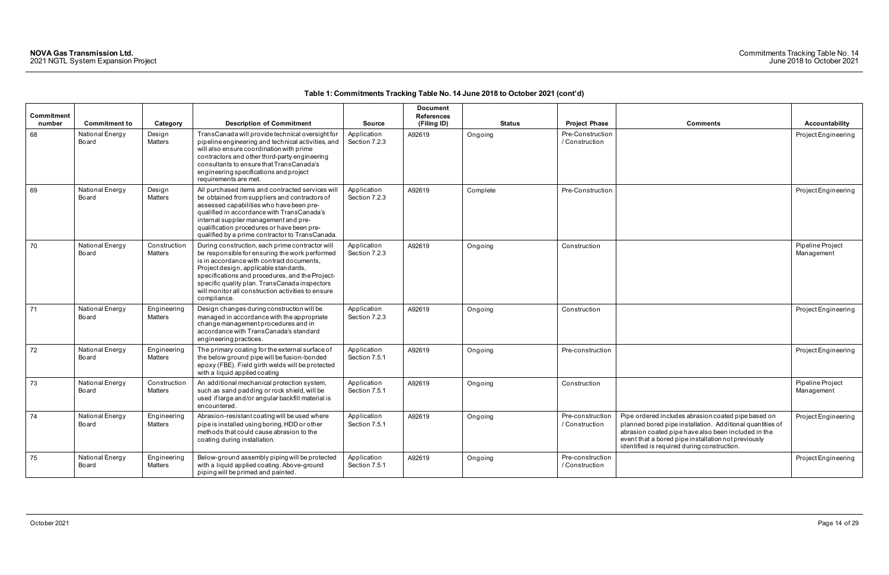## Table 1: Commitments Tracking Table No. 14 June 2018 to October 2021 (cont'd)

| Commitment number | Commitment to | Category | Description of Commitment | Source | Document References (Filing ID) | Status | Project Phase | Comments | Accountability |
|---|---|---|---|---|---|---|---|---|---|
| 68 | National Energy Board | Design Matters | TransCanada will provide technical oversight for pipeline engineering and technical activities, and will also ensure coordination with prime contractors and other third-party engineering consultants to ensure that TransCanada's engineering specifications and project requirements are met. | Application Section 7.2.3 | A92619 | Ongoing | Pre-Construction / Construction | | Project Engineering |
| 69 | National Energy Board | Design Matters | All purchased items and contracted services will be obtained from suppliers and contractors of assessed capabilities who have been pre-qualified in accordance with TransCanada's internal supplier management and pre-qualification procedures or have been pre-qualified by a prime contractor to TransCanada. | Application Section 7.2.3 | A92619 | Complete | Pre-Construction | | Project Engineering |
| 70 | National Energy Board | Construction Matters | During construction, each prime contractor will be responsible for ensuring the work performed is in accordance with contract documents, Project design, applicable standards, specifications and procedures, and the Project-specific quality plan. TransCanada inspectors will monitor all construction activities to ensure compliance. | Application Section 7.2.3 | A92619 | Ongoing | Construction | | Pipeline Project Management |
| 71 | National Energy Board | Engineering Matters | Design changes during construction will be managed in accordance with the appropriate change management procedures and in accordance with TransCanada's standard engineering practices. | Application Section 7.2.3 | A92619 | Ongoing | Construction | | Project Engineering |
| 72 | National Energy Board | Engineering Matters | The primary coating for the external surface of the below ground pipe will be fusion-bonded epoxy (FBE). Field girth welds will be protected with a liquid applied coating | Application Section 7.5.1 | A92619 | Ongoing | Pre-construction | | Project Engineering |
| 73 | National Energy Board | Construction Matters | An additional mechanical protection system, such as sand padding or rock shield, will be used if large and/or angular backfill material is encountered. | Application Section 7.5.1 | A92619 | Ongoing | Construction | | Pipeline Project Management |
| 74 | National Energy Board | Engineering Matters | Abrasion-resistant coating will be used where pipe is installed using boring, HDD or other methods that could cause abrasion to the coating during installation. | Application Section 7.5.1 | A92619 | Ongoing | Pre-construction / Construction | Pipe ordered includes abrasion coated pipe based on planned bored pipe installation. Additional quantities of abrasion coated pipe have also been included in the event that a bored pipe installation not previously identified is required during construction. | Project Engineering |
| 75 | National Energy Board | Engineering Matters | Below-ground assembly piping will be protected with a liquid applied coating. Above-ground piping will be primed and painted. | Application Section 7.5.1 | A92619 | Ongoing | Pre-construction / Construction | | Project Engineering |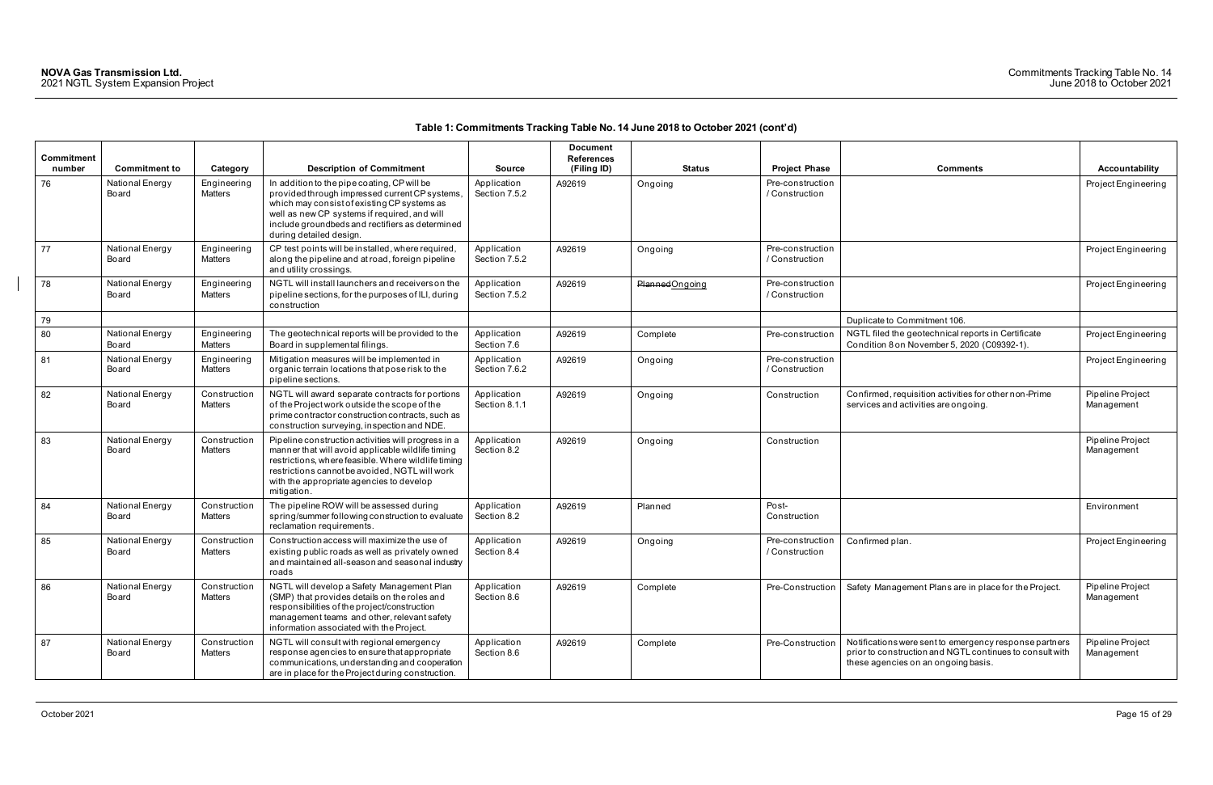## Table 1: Commitments Tracking Table No. 14 June 2018 to October 2021 (cont'd)

| Commitment number | Commitment to | Category | Description of Commitment | Source | Document References (Filing ID) | Status | Project Phase | Comments | Accountability |
|---|---|---|---|---|---|---|---|---|---|
| 76 | National Energy Board | Engineering Matters | In addition to the pipe coating, CP will be provided through impressed current CP systems, which may consist of existing CP systems as well as new CP systems if required, and will include groundbeds and rectifiers as determined during detailed design. | Application Section 7.5.2 | A92619 | Ongoing | Pre-construction / Construction | | Project Engineering |
| 77 | National Energy Board | Engineering Matters | CP test points will be installed, where required, along the pipeline and at road, foreign pipeline and utility crossings. | Application Section 7.5.2 | A92619 | Ongoing | Pre-construction / Construction | | Project Engineering |
| 78 | National Energy Board | Engineering Matters | NGTL will install launchers and receivers on the pipeline sections, for the purposes of ILI, during construction | Application Section 7.5.2 | A92619 | ~~Planned~~Ongoing | Pre-construction / Construction | | Project Engineering |
| 79 | | | | | | | | Duplicate to Commitment 106. | |
| 80 | National Energy Board | Engineering Matters | The geotechnical reports will be provided to the Board in supplemental filings. | Application Section 7.6 | A92619 | Complete | Pre-construction | NGTL filed the geotechnical reports in Certificate Condition 8 on November 5, 2020 (C09392-1). | Project Engineering |
| 81 | National Energy Board | Engineering Matters | Mitigation measures will be implemented in organic terrain locations that pose risk to the pipeline sections. | Application Section 7.6.2 | A92619 | Ongoing | Pre-construction / Construction | | Project Engineering |
| 82 | National Energy Board | Construction Matters | NGTL will award separate contracts for portions of the Project work outside the scope of the prime contractor construction contracts, such as construction surveying, inspection and NDE. | Application Section 8.1.1 | A92619 | Ongoing | Construction | Confirmed, requisition activities for other non-Prime services and activities are ongoing. | Pipeline Project Management |
| 83 | National Energy Board | Construction Matters | Pipeline construction activities will progress in a manner that will avoid applicable wildlife timing restrictions, where feasible. Where wildlife timing restrictions cannot be avoided, NGTL will work with the appropriate agencies to develop mitigation. | Application Section 8.2 | A92619 | Ongoing | Construction | | Pipeline Project Management |
| 84 | National Energy Board | Construction Matters | The pipeline ROW will be assessed during spring/summer following construction to evaluate reclamation requirements. | Application Section 8.2 | A92619 | Planned | Post-Construction | | Environment |
| 85 | National Energy Board | Construction Matters | Construction access will maximize the use of existing public roads as well as privately owned and maintained all-season and seasonal industry roads | Application Section 8.4 | A92619 | Ongoing | Pre-construction / Construction | Confirmed plan. | Project Engineering |
| 86 | National Energy Board | Construction Matters | NGTL will develop a Safety Management Plan (SMP) that provides details on the roles and responsibilities of the project/construction management teams and other, relevant safety information associated with the Project. | Application Section 8.6 | A92619 | Complete | Pre-Construction | Safety Management Plans are in place for the Project. | Pipeline Project Management |
| 87 | National Energy Board | Construction Matters | NGTL will consult with regional emergency response agencies to ensure that appropriate communications, understanding and cooperation are in place for the Project during construction. | Application Section 8.6 | A92619 | Complete | Pre-Construction | Notifications were sent to emergency response partners prior to construction and NGTL continues to consult with these agencies on an ongoing basis. | Pipeline Project Management |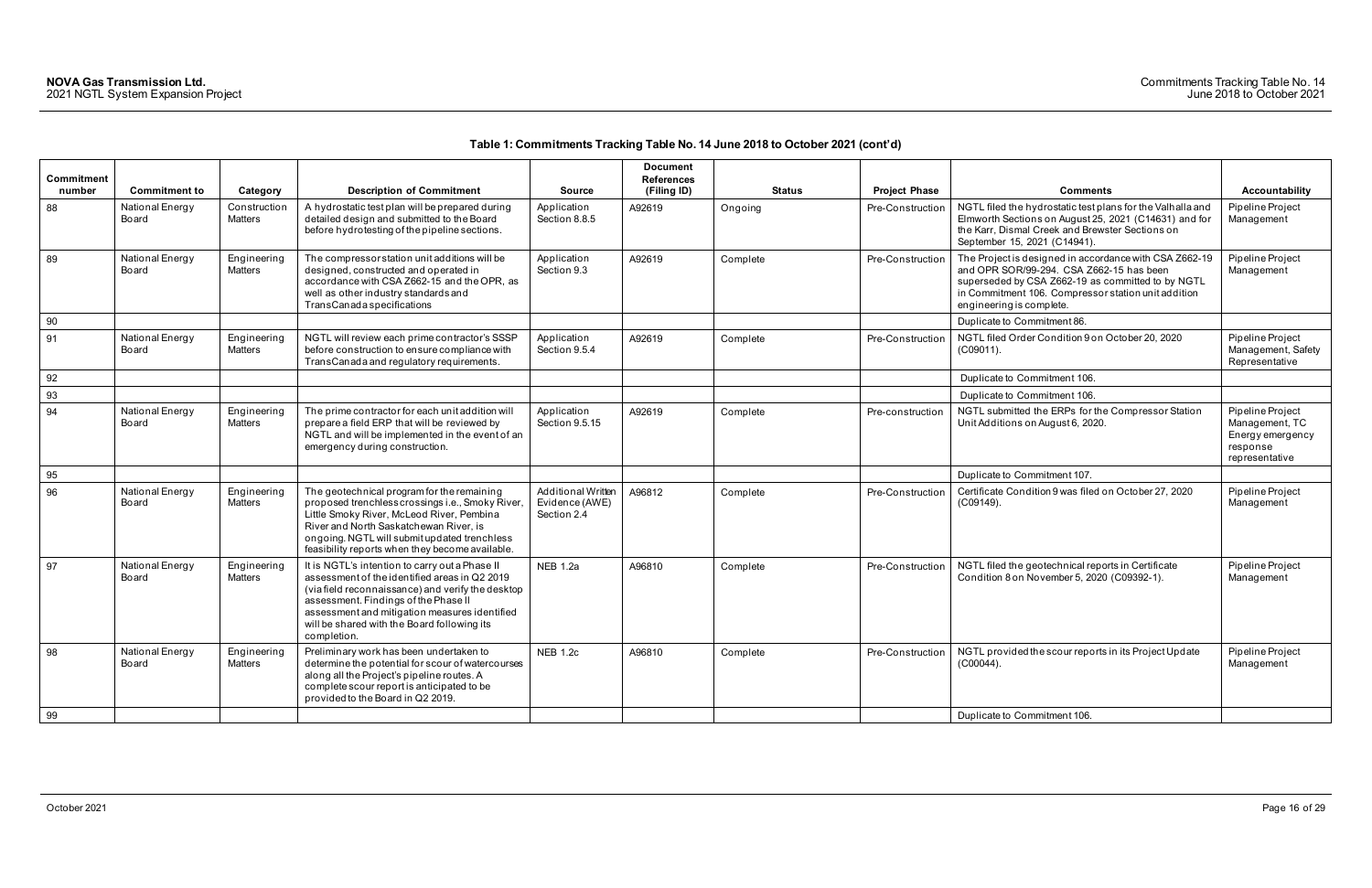**Table 1: Commitments Tracking Table No. 14 June 2018 to October 2021 (cont'd)**

| Commitment number | Commitment to | Category | Description of Commitment | Source | Document References (Filing ID) | Status | Project Phase | Comments | Accountability |
|---|---|---|---|---|---|---|---|---|---|
| 88 | National Energy Board | Construction Matters | A hydrostatic test plan will be prepared during detailed design and submitted to the Board before hydrotesting of the pipeline sections. | Application Section 8.8.5 | A92619 | Ongoing | Pre-Construction | NGTL filed the hydrostatic test plans for the Valhalla and Elmworth Sections on August 25, 2021 (C14631) and for the Karr, Dismal Creek and Brewster Sections on September 15, 2021 (C14941). | Pipeline Project Management |
| 89 | National Energy Board | Engineering Matters | The compressor station unit additions will be designed, constructed and operated in accordance with CSA Z662-15 and the OPR, as well as other industry standards and TransCanada specifications | Application Section 9.3 | A92619 | Complete | Pre-Construction | The Project is designed in accordance with CSA Z662-19 and OPR SOR/99-294. CSA Z662-15 has been superseded by CSA Z662-19 as committed to by NGTL in Commitment 106. Compressor station unit addition engineering is complete. | Pipeline Project Management |
| 90 | | | | | | | | Duplicate to Commitment 86. | |
| 91 | National Energy Board | Engineering Matters | NGTL will review each prime contractor's SSSP before construction to ensure compliance with TransCanada and regulatory requirements. | Application Section 9.5.4 | A92619 | Complete | Pre-Construction | NGTL filed Order Condition 9 on October 20, 2020 (C09011). | Pipeline Project Management, Safety Representative |
| 92 | | | | | | | | Duplicate to Commitment 106. | |
| 93 | | | | | | | | Duplicate to Commitment 106. | |
| 94 | National Energy Board | Engineering Matters | The prime contractor for each unit addition will prepare a field ERP that will be reviewed by NGTL and will be implemented in the event of an emergency during construction. | Application Section 9.5.15 | A92619 | Complete | Pre-construction | NGTL submitted the ERPs for the Compressor Station Unit Additions on August 6, 2020. | Pipeline Project Management, TC Energy emergency response representative |
| 95 | | | | | | | | Duplicate to Commitment 107. | |
| 96 | National Energy Board | Engineering Matters | The geotechnical program for the remaining proposed trenchless crossings i.e., Smoky River, Little Smoky River, McLeod River, Pembina River and North Saskatchewan River, is ongoing. NGTL will submit updated trenchless feasibility reports when they become available. | Additional Written Evidence (AWE) Section 2.4 | A96812 | Complete | Pre-Construction | Certificate Condition 9 was filed on October 27, 2020 (C09149). | Pipeline Project Management |
| 97 | National Energy Board | Engineering Matters | It is NGTL's intention to carry out a Phase II assessment of the identified areas in Q2 2019 (via field reconnaissance) and verify the desktop assessment. Findings of the Phase II assessment and mitigation measures identified will be shared with the Board following its completion. | NEB 1.2a | A96810 | Complete | Pre-Construction | NGTL filed the geotechnical reports in Certificate Condition 8 on November 5, 2020 (C09392-1). | Pipeline Project Management |
| 98 | National Energy Board | Engineering Matters | Preliminary work has been undertaken to determine the potential for scour of watercourses along all the Project's pipeline routes. A complete scour report is anticipated to be provided to the Board in Q2 2019. | NEB 1.2c | A96810 | Complete | Pre-Construction | NGTL provided the scour reports in its Project Update (C00044). | Pipeline Project Management |
| 99 | | | | | | | | Duplicate to Commitment 106. | |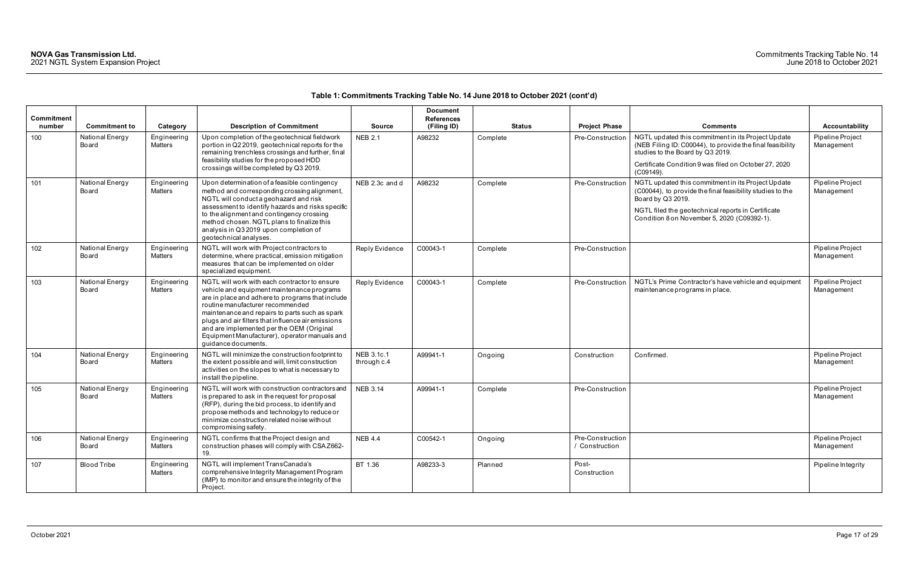**Table 1: Commitments Tracking Table No. 14 June 2018 to October 2021 (cont'd)**

| Commitment number | Commitment to | Category | Description of Commitment | Source | Document References (Filing ID) | Status | Project Phase | Comments | Accountability |
|---|---|---|---|---|---|---|---|---|---|
| 100 | National Energy Board | Engineering Matters | Upon completion of the geotechnical fieldwork portion in Q2 2019, geotechnical reports for the remaining trenchless crossings and further, final feasibility studies for the proposed HDD crossings will be completed by Q3 2019. | NEB 2.1 | A98232 | Complete | Pre-Construction | NGTL updated this commitment in its Project Update (NEB Filing ID: C00044), to provide the final feasibility studies to the Board by Q3 2019.<br><br>Certificate Condition 9 was filed on October 27, 2020 (C09149). | Pipeline Project Management |
| 101 | National Energy Board | Engineering Matters | Upon determination of a feasible contingency method and corresponding crossing alignment, NGTL will conduct a geohazard and risk assessment to identify hazards and risks specific to the alignment and contingency crossing method chosen. NGTL plans to finalize this analysis in Q3 2019 upon completion of geotechnical analyses. | NEB 2.3c and d | A98232 | Complete | Pre-Construction | NGTL updated this commitment in its Project Update (C00044), to provide the final feasibility studies to the Board by Q3 2019.<br><br>NGTL filed the geotechnical reports in Certificate Condition 8 on November 5, 2020 (C09392-1). | Pipeline Project Management |
| 102 | National Energy Board | Engineering Matters | NGTL will work with Project contractors to determine, where practical, emission mitigation measures that can be implemented on older specialized equipment. | Reply Evidence | C00043-1 | Complete | Pre-Construction | | Pipeline Project Management |
| 103 | National Energy Board | Engineering Matters | NGTL will work with each contractor to ensure vehicle and equipment maintenance programs are in place and adhere to programs that include routine manufacturer recommended maintenance and repairs to parts such as spark plugs and air filters that influence air emissions and are implemented per the OEM (Original Equipment Manufacturer), operator manuals and guidance documents. | Reply Evidence | C00043-1 | Complete | Pre-Construction | NGTL's Prime Contractor's have vehicle and equipment maintenance programs in place. | Pipeline Project Management |
| 104 | National Energy Board | Engineering Matters | NGTL will minimize the construction footprint to the extent possible and will, limit construction activities on the slopes to what is necessary to install the pipeline. | NEB 3.1c.1 through c.4 | A99941-1 | Ongoing | Construction | Confirmed. | Pipeline Project Management |
| 105 | National Energy Board | Engineering Matters | NGTL will work with construction contractors and is prepared to ask in the request for proposal (RFP), during the bid process, to identify and propose methods and technology to reduce or minimize construction related noise without compromising safety. | NEB 3.14 | A99941-1 | Complete | Pre-Construction | | Pipeline Project Management |
| 106 | National Energy Board | Engineering Matters | NGTL confirms that the Project design and construction phases will comply with CSA Z662-19. | NEB 4.4 | C00542-1 | Ongoing | Pre-Construction / Construction | | Pipeline Project Management |
| 107 | Blood Tribe | Engineering Matters | NGTL will implement TransCanada's comprehensive Integrity Management Program (IMP) to monitor and ensure the integrity of the Project. | BT 1.36 | A98233-3 | Planned | Post-Construction | | Pipeline Integrity |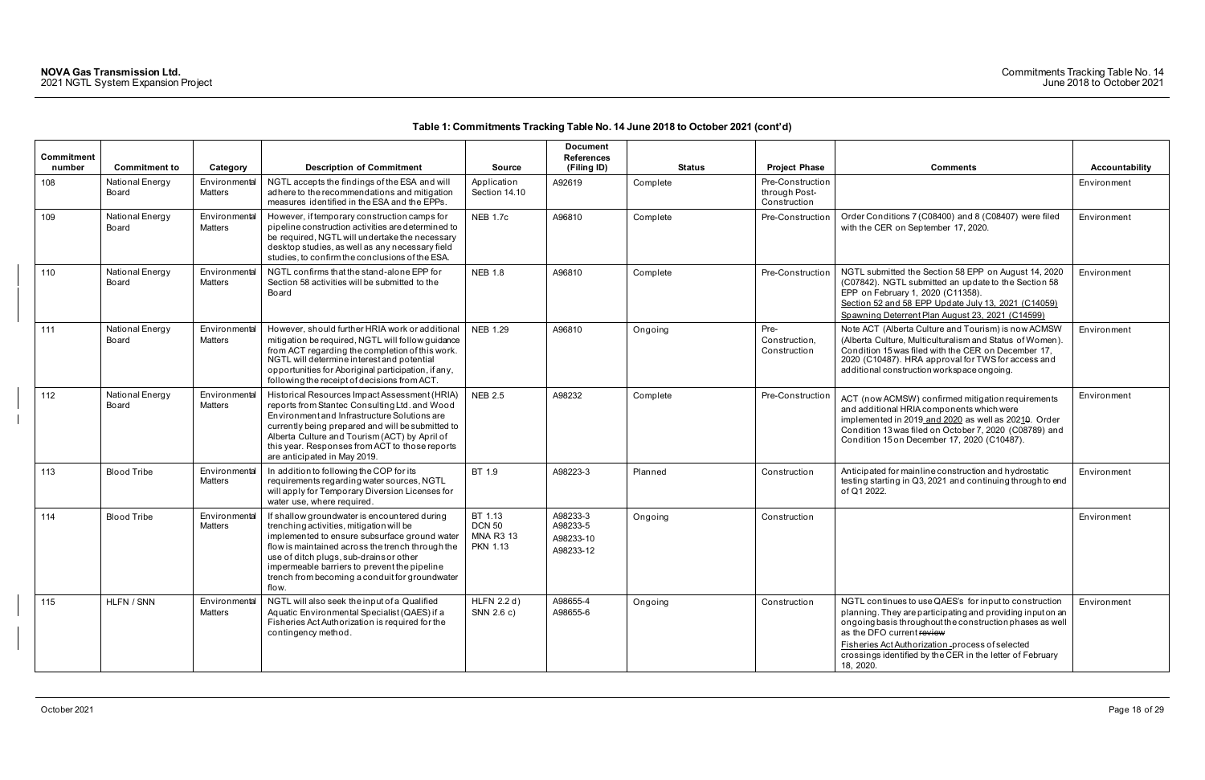**Table 1: Commitments Tracking Table No. 14 June 2018 to October 2021 (cont'd)**

| Commitment number | Commitment to | Category | Description of Commitment | Source | Document References (Filing ID) | Status | Project Phase | Comments | Accountability |
|---|---|---|---|---|---|---|---|---|---|
| 108 | National Energy Board | Environmental Matters | NGTL accepts the findings of the ESA and will adhere to the recommendations and mitigation measures identified in the ESA and the EPPs. | Application Section 14.10 | A92619 | Complete | Pre-Construction through Post-Construction | | Environment |
| 109 | National Energy Board | Environmental Matters | However, if temporary construction camps for pipeline construction activities are determined to be required, NGTL will undertake the necessary desktop studies, as well as any necessary field studies, to confirm the conclusions of the ESA. | NEB 1.7c | A96810 | Complete | Pre-Construction | Order Conditions 7 (C08400) and 8 (C08407) were filed with the CER on September 17, 2020. | Environment |
| 110 | National Energy Board | Environmental Matters | NGTL confirms that the stand-alone EPP for Section 58 activities will be submitted to the Board | NEB 1.8 | A96810 | Complete | Pre-Construction | NGTL submitted the Section 58 EPP on August 14, 2020 (C07842). NGTL submitted an update to the Section 58 EPP on February 1, 2020 (C11358). Section 52 and 58 EPP Update July 13, 2021 (C14059) Spawning Deterrent Plan August 23, 2021 (C14599) | Environment |
| 111 | National Energy Board | Environmental Matters | However, should further HRIA work or additional mitigation be required, NGTL will follow guidance from ACT regarding the completion of this work. NGTL will determine interest and potential opportunities for Aboriginal participation, if any, following the receipt of decisions from ACT. | NEB 1.29 | A96810 | Ongoing | Pre-Construction, Construction | Note ACT (Alberta Culture and Tourism) is now ACMSW (Alberta Culture, Multiculturalism and Status of Women). Condition 15 was filed with the CER on December 17, 2020 (C10487). HRA approval for TWS for access and additional construction workspace ongoing. | Environment |
| 112 | National Energy Board | Environmental Matters | Historical Resources Impact Assessment (HRIA) reports from Stantec Consulting Ltd. and Wood Environment and Infrastructure Solutions are currently being prepared and will be submitted to Alberta Culture and Tourism (ACT) by April of this year. Responses from ACT to those reports are anticipated in May 2019. | NEB 2.5 | A98232 | Complete | Pre-Construction | ACT (now ACMSW) confirmed mitigation requirements and additional HRIA components which were implemented in 2019 and 2020 as well as 20210. Order Condition 13 was filed on October 7, 2020 (C08789) and Condition 15 on December 17, 2020 (C10487). | Environment |
| 113 | Blood Tribe | Environmental Matters | In addition to following the COP for its requirements regarding water sources, NGTL will apply for Temporary Diversion Licenses for water use, where required. | BT 1.9 | A98223-3 | Planned | Construction | Anticipated for mainline construction and hydrostatic testing starting in Q3, 2021 and continuing through to end of Q1 2022. | Environment |
| 114 | Blood Tribe | Environmental Matters | If shallow groundwater is encountered during trenching activities, mitigation will be implemented to ensure subsurface ground water flow is maintained across the trench through the use of ditch plugs, sub-drains or other impermeable barriers to prevent the pipeline trench from becoming a conduit for groundwater flow. | BT 1.13 DCN 50 MNA R3 13 PKN 1.13 | A98233-3 A98233-5 A98233-10 A98233-12 | Ongoing | Construction | | Environment |
| 115 | HLFN / SNN | Environmental Matters | NGTL will also seek the input of a Qualified Aquatic Environmental Specialist (QAES) if a Fisheries Act Authorization is required for the contingency method. | HLFN 2.2 d) SNN 2.6 c) | A98655-4 A98655-6 | Ongoing | Construction | NGTL continues to use QAES's for input to construction planning. They are participating and providing input on an ongoing basis throughout the construction phases as well as the DFO current ~~review~~ Fisheries Act Authorization process of selected crossings identified by the CER in the letter of February 18, 2020. | Environment |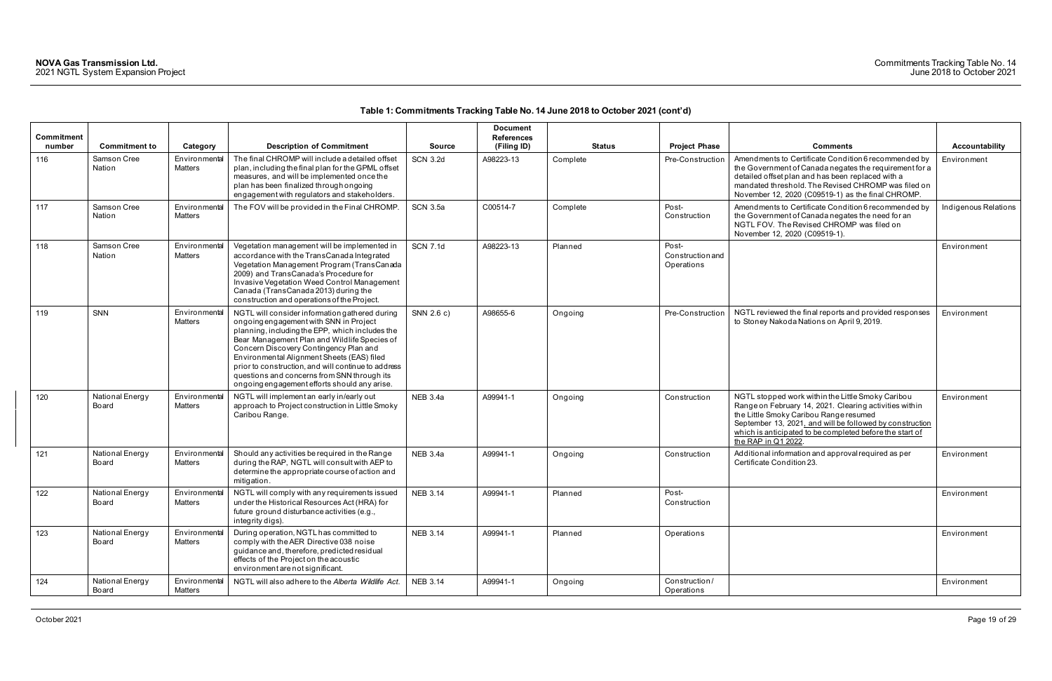**Table 1: Commitments Tracking Table No. 14 June 2018 to October 2021 (cont'd)**

| Commitment number | Commitment to | Category | Description of Commitment | Source | Document References (Filing ID) | Status | Project Phase | Comments | Accountability |
|---|---|---|---|---|---|---|---|---|---|
| 116 | Samson Cree Nation | Environmental Matters | The final CHROMP will include a detailed offset plan, including the final plan for the GPML offset measures, and will be implemented once the plan has been finalized through ongoing engagement with regulators and stakeholders. | SCN 3.2d | A98223-13 | Complete | Pre-Construction | Amendments to Certificate Condition 6 recommended by the Government of Canada negates the requirement for a detailed offset plan and has been replaced with a mandated threshold. The Revised CHROMP was filed on November 12, 2020 (C09519-1) as the final CHROMP. | Environment |
| 117 | Samson Cree Nation | Environmental Matters | The FOV will be provided in the Final CHROMP. | SCN 3.5a | C00514-7 | Complete | Post-Construction | Amendments to Certificate Condition 6 recommended by the Government of Canada negates the need for an NGTL FOV. The Revised CHROMP was filed on November 12, 2020 (C09519-1). | Indigenous Relations |
| 118 | Samson Cree Nation | Environmental Matters | Vegetation management will be implemented in accordance with the TransCanada Integrated Vegetation Management Program (TransCanada 2009) and TransCanada's Procedure for Invasive Vegetation Weed Control Management Canada (TransCanada 2013) during the construction and operations of the Project. | SCN 7.1d | A98223-13 | Planned | Post-Construction and Operations | | Environment |
| 119 | SNN | Environmental Matters | NGTL will consider information gathered during ongoing engagement with SNN in Project planning, including the EPP, which includes the Bear Management Plan and Wildlife Species of Concern Discovery Contingency Plan and Environmental Alignment Sheets (EAS) filed prior to construction, and will continue to address questions and concerns from SNN through its ongoing engagement efforts should any arise. | SNN 2.6 c) | A98655-6 | Ongoing | Pre-Construction | NGTL reviewed the final reports and provided responses to Stoney Nakoda Nations on April 9, 2019. | Environment |
| 120 | National Energy Board | Environmental Matters | NGTL will implement an early in/early out approach to Project construction in Little Smoky Caribou Range. | NEB 3.4a | A99941-1 | Ongoing | Construction | NGTL stopped work within the Little Smoky Caribou Range on February 14, 2021. Clearing activities within the Little Smoky Caribou Range resumed September 13, 2021, and will be followed by construction which is anticipated to be completed before the start of the RAP in Q1 2022. | Environment |
| 121 | National Energy Board | Environmental Matters | Should any activities be required in the Range during the RAP, NGTL will consult with AEP to determine the appropriate course of action and mitigation. | NEB 3.4a | A99941-1 | Ongoing | Construction | Additional information and approval required as per Certificate Condition 23. | Environment |
| 122 | National Energy Board | Environmental Matters | NGTL will comply with any requirements issued under the Historical Resources Act (HRA) for future ground disturbance activities (e.g., integrity digs). | NEB 3.14 | A99941-1 | Planned | Post-Construction | | Environment |
| 123 | National Energy Board | Environmental Matters | During operation, NGTL has committed to comply with the AER Directive 038 noise guidance and, therefore, predicted residual effects of the Project on the acoustic environment are not significant. | NEB 3.14 | A99941-1 | Planned | Operations | | Environment |
| 124 | National Energy Board | Environmental Matters | NGTL will also adhere to the *Alberta Wildlife Act*. | NEB 3.14 | A99941-1 | Ongoing | Construction / Operations | | Environment |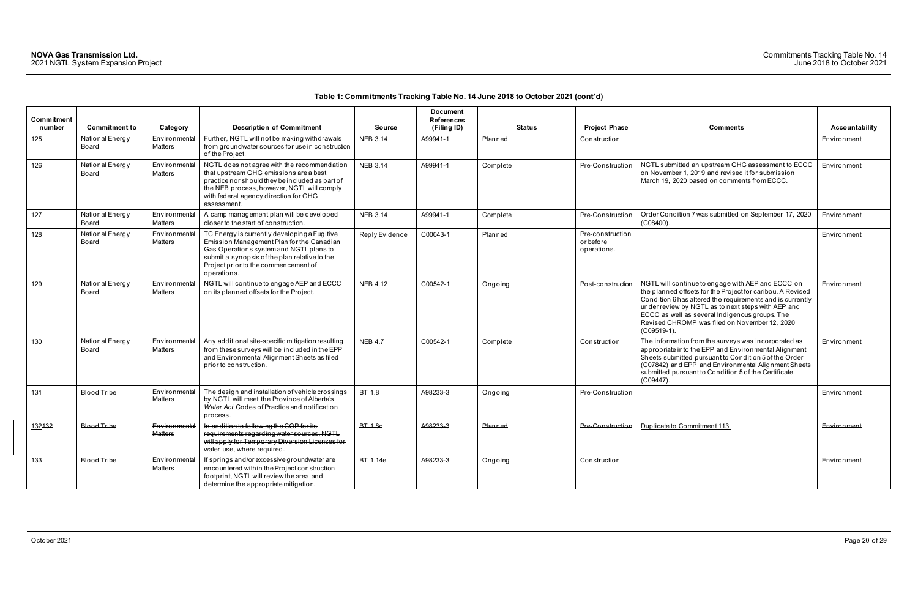**Table 1: Commitments Tracking Table No. 14 June 2018 to October 2021 (cont'd)**

| Commitment number | Commitment to | Category | Description of Commitment | Source | Document References (Filing ID) | Status | Project Phase | Comments | Accountability |
|---|---|---|---|---|---|---|---|---|---|
| 125 | National Energy Board | Environmental Matters | Further, NGTL will not be making withdrawals from groundwater sources for use in construction of the Project. | NEB 3.14 | A99941-1 | Planned | Construction | | Environment |
| 126 | National Energy Board | Environmental Matters | NGTL does not agree with the recommendation that upstream GHG emissions are a best practice nor should they be included as part of the NEB process, however, NGTL will comply with federal agency direction for GHG assessment. | NEB 3.14 | A99941-1 | Complete | Pre-Construction | NGTL submitted an upstream GHG assessment to ECCC on November 1, 2019 and revised it for submission March 19, 2020 based on comments from ECCC. | Environment |
| 127 | National Energy Board | Environmental Matters | A camp management plan will be developed closer to the start of construction. | NEB 3.14 | A99941-1 | Complete | Pre-Construction | Order Condition 7 was submitted on September 17, 2020 (C08400). | Environment |
| 128 | National Energy Board | Environmental Matters | TC Energy is currently developing a Fugitive Emission Management Plan for the Canadian Gas Operations system and NGTL plans to submit a synopsis of the plan relative to the Project prior to the commencement of operations. | Reply Evidence | C00043-1 | Planned | Pre-construction or before operations. | | Environment |
| 129 | National Energy Board | Environmental Matters | NGTL will continue to engage AEP and ECCC on its planned offsets for the Project. | NEB 4.12 | C00542-1 | Ongoing | Post-construction | NGTL will continue to engage with AEP and ECCC on the planned offsets for the Project for caribou. A Revised Condition 6 has altered the requirements and is currently under review by NGTL as to next steps with AEP and ECCC as well as several Indigenous groups. The Revised CHROMP was filed on November 12, 2020 (C09519-1). | Environment |
| 130 | National Energy Board | Environmental Matters | Any additional site-specific mitigation resulting from these surveys will be included in the EPP and Environmental Alignment Sheets as filed prior to construction. | NEB 4.7 | C00542-1 | Complete | Construction | The information from the surveys was incorporated as appropriate into the EPP and Environmental Alignment Sheets submitted pursuant to Condition 5 of the Order (C07842) and EPP and Environmental Alignment Sheets submitted pursuant to Condition 5 of the Certificate (C09447). | Environment |
| 131 | Blood Tribe | Environmental Matters | The design and installation of vehicle crossings by NGTL will meet the Province of Alberta's *Water Act* Codes of Practice and notification process. | BT 1.8 | A98233-3 | Ongoing | Pre-Construction | | Environment |
| 132~~132~~ | ~~Blood Tribe~~ | ~~Environmental Matters~~ | ~~In addition to following the COP for its requirements regarding water sources, NGTL will apply for Temporary Diversion Licenses for water use, where required.~~ | ~~BT 1.8c~~ | ~~A98233-3~~ | ~~Planned~~ | ~~Pre-Construction~~ | Duplicate to Commitment 113. | ~~Environment~~ |
| 133 | Blood Tribe | Environmental Matters | If springs and/or excessive groundwater are encountered within the Project construction footprint, NGTL will review the area and determine the appropriate mitigation. | BT 1.14e | A98233-3 | Ongoing | Construction | | Environment |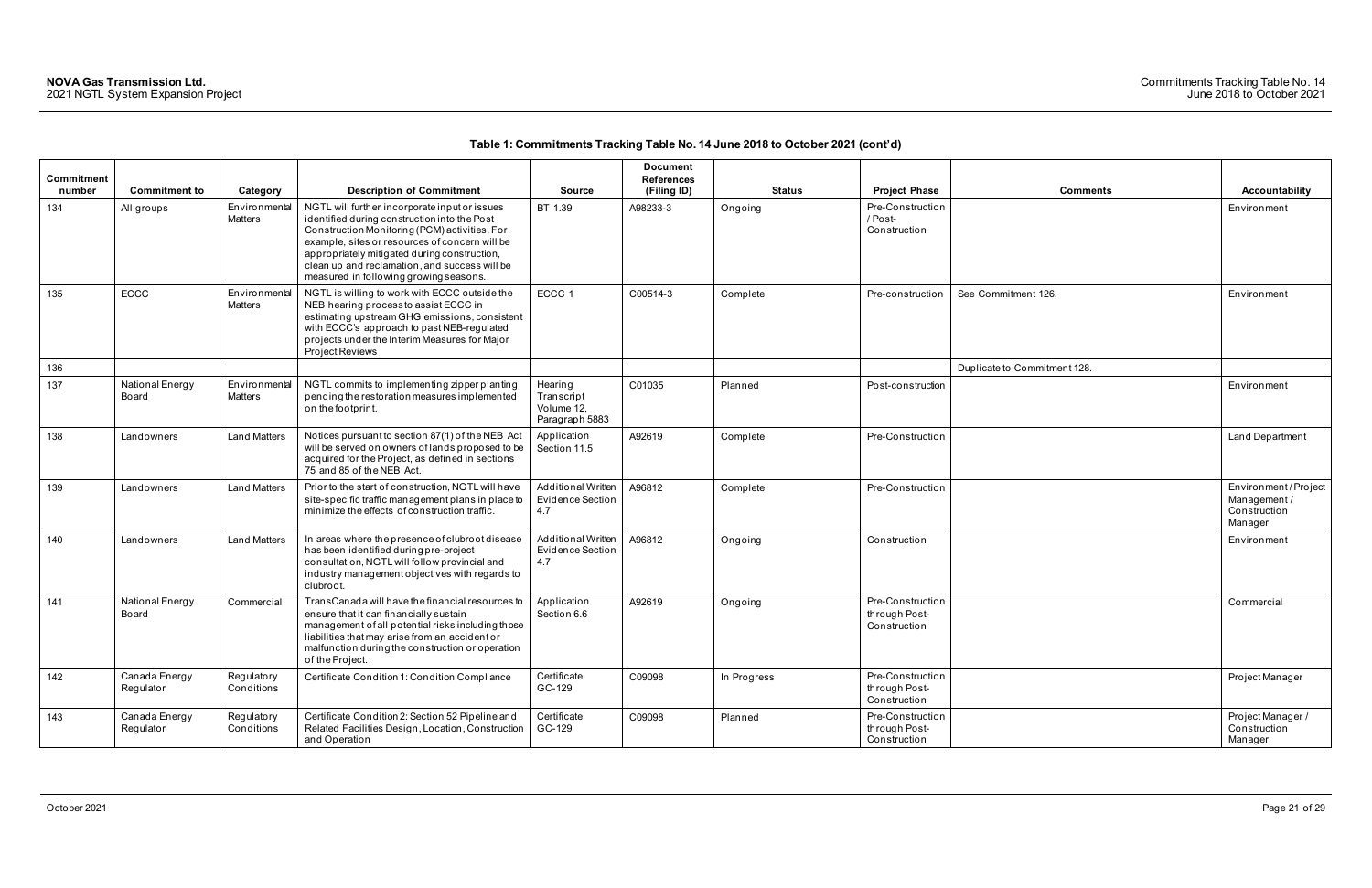**Table 1: Commitments Tracking Table No. 14 June 2018 to October 2021 (cont'd)**

| Commitment number | Commitment to | Category | Description of Commitment | Source | Document References (Filing ID) | Status | Project Phase | Comments | Accountability |
|---|---|---|---|---|---|---|---|---|---|
| 134 | All groups | Environmental Matters | NGTL will further incorporate input or issues identified during construction into the Post Construction Monitoring (PCM) activities. For example, sites or resources of concern will be appropriately mitigated during construction, clean up and reclamation, and success will be measured in following growing seasons. | BT 1.39 | A98233-3 | Ongoing | Pre-Construction / Post-Construction | | Environment |
| 135 | ECCC | Environmental Matters | NGTL is willing to work with ECCC outside the NEB hearing process to assist ECCC in estimating upstream GHG emissions, consistent with ECCC's approach to past NEB-regulated projects under the Interim Measures for Major Project Reviews | ECCC 1 | C00514-3 | Complete | Pre-construction | See Commitment 126. | Environment |
| 136 | | | | | | | | Duplicate to Commitment 128. | |
| 137 | National Energy Board | Environmental Matters | NGTL commits to implementing zipper planting pending the restoration measures implemented on the footprint. | Hearing Transcript Volume 12, Paragraph 5883 | C01035 | Planned | Post-construction | | Environment |
| 138 | Landowners | Land Matters | Notices pursuant to section 87(1) of the NEB Act will be served on owners of lands proposed to be acquired for the Project, as defined in sections 75 and 85 of the NEB Act. | Application Section 11.5 | A92619 | Complete | Pre-Construction | | Land Department |
| 139 | Landowners | Land Matters | Prior to the start of construction, NGTL will have site-specific traffic management plans in place to minimize the effects of construction traffic. | Additional Written Evidence Section 4.7 | A96812 | Complete | Pre-Construction | | Environment / Project Management / Construction Manager |
| 140 | Landowners | Land Matters | In areas where the presence of clubroot disease has been identified during pre-project consultation, NGTL will follow provincial and industry management objectives with regards to clubroot. | Additional Written Evidence Section 4.7 | A96812 | Ongoing | Construction | | Environment |
| 141 | National Energy Board | Commercial | TransCanada will have the financial resources to ensure that it can financially sustain management of all potential risks including those liabilities that may arise from an accident or malfunction during the construction or operation of the Project. | Application Section 6.6 | A92619 | Ongoing | Pre-Construction through Post-Construction | | Commercial |
| 142 | Canada Energy Regulator | Regulatory Conditions | Certificate Condition 1: Condition Compliance | Certificate GC-129 | C09098 | In Progress | Pre-Construction through Post-Construction | | Project Manager |
| 143 | Canada Energy Regulator | Regulatory Conditions | Certificate Condition 2: Section 52 Pipeline and Related Facilities Design, Location, Construction and Operation | Certificate GC-129 | C09098 | Planned | Pre-Construction through Post-Construction | | Project Manager / Construction Manager |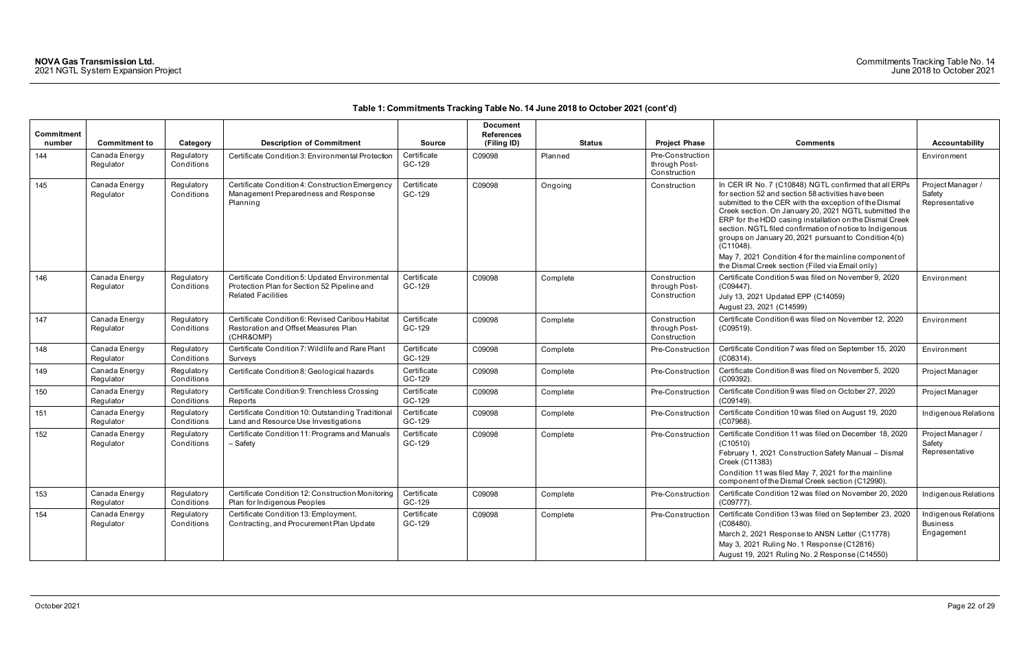## Table 1: Commitments Tracking Table No. 14 June 2018 to October 2021 (cont'd)

| Commitment number | Commitment to | Category | Description of Commitment | Source | Document References (Filing ID) | Status | Project Phase | Comments | Accountability |
|---|---|---|---|---|---|---|---|---|---|
| 144 | Canada Energy Regulator | Regulatory Conditions | Certificate Condition 3: Environmental Protection | Certificate GC-129 | C09098 | Planned | Pre-Construction through Post-Construction | | Environment |
| 145 | Canada Energy Regulator | Regulatory Conditions | Certificate Condition 4: Construction Emergency Management Preparedness and Response Planning | Certificate GC-129 | C09098 | Ongoing | Construction | In CER IR No. 7 (C10848) NGTL confirmed that all ERPs for section 52 and section 58 activities have been submitted to the CER with the exception of the Dismal Creek section. On January 20, 2021 NGTL submitted the ERP for the HDD casing installation on the Dismal Creek section. NGTL filed confirmation of notice to Indigenous groups on January 20, 2021 pursuant to Condition 4(b) (C11048).<br>May 7, 2021 Condition 4 for the mainline component of the Dismal Creek section (Filed via Email only) | Project Manager / Safety Representative |
| 146 | Canada Energy Regulator | Regulatory Conditions | Certificate Condition 5: Updated Environmental Protection Plan for Section 52 Pipeline and Related Facilities | Certificate GC-129 | C09098 | Complete | Construction through Post-Construction | Certificate Condition 5 was filed on November 9, 2020 (C09447).<br>July 13, 2021 Updated EPP (C14059)<br>August 23, 2021 (C14599) | Environment |
| 147 | Canada Energy Regulator | Regulatory Conditions | Certificate Condition 6: Revised Caribou Habitat Restoration and Offset Measures Plan (CHR&OMP) | Certificate GC-129 | C09098 | Complete | Construction through Post-Construction | Certificate Condition 6 was filed on November 12, 2020 (C09519). | Environment |
| 148 | Canada Energy Regulator | Regulatory Conditions | Certificate Condition 7: Wildlife and Rare Plant Surveys | Certificate GC-129 | C09098 | Complete | Pre-Construction | Certificate Condition 7 was filed on September 15, 2020 (C08314). | Environment |
| 149 | Canada Energy Regulator | Regulatory Conditions | Certificate Condition 8: Geological hazards | Certificate GC-129 | C09098 | Complete | Pre-Construction | Certificate Condition 8 was filed on November 5, 2020 (C09392). | Project Manager |
| 150 | Canada Energy Regulator | Regulatory Conditions | Certificate Condition 9: Trenchless Crossing Reports | Certificate GC-129 | C09098 | Complete | Pre-Construction | Certificate Condition 9 was filed on October 27, 2020 (C09149). | Project Manager |
| 151 | Canada Energy Regulator | Regulatory Conditions | Certificate Condition 10: Outstanding Traditional Land and Resource Use Investigations | Certificate GC-129 | C09098 | Complete | Pre-Construction | Certificate Condition 10 was filed on August 19, 2020 (C07968). | Indigenous Relations |
| 152 | Canada Energy Regulator | Regulatory Conditions | Certificate Condition 11: Programs and Manuals – Safety | Certificate GC-129 | C09098 | Complete | Pre-Construction | Certificate Condition 11 was filed on December 18, 2020 (C10510)<br>February 1, 2021 Construction Safety Manual – Dismal Creek (C11383)<br>Condition 11 was filed May 7, 2021 for the mainline component of the Dismal Creek section (C12990). | Project Manager / Safety Representative |
| 153 | Canada Energy Regulator | Regulatory Conditions | Certificate Condition 12: Construction Monitoring Plan for Indigenous Peoples | Certificate GC-129 | C09098 | Complete | Pre-Construction | Certificate Condition 12 was filed on November 20, 2020 (C09777). | Indigenous Relations |
| 154 | Canada Energy Regulator | Regulatory Conditions | Certificate Condition 13: Employment, Contracting, and Procurement Plan Update | Certificate GC-129 | C09098 | Complete | Pre-Construction | Certificate Condition 13 was filed on September 23, 2020 (C08480).<br>March 2, 2021 Response to ANSN Letter (C11778)<br>May 3, 2021 Ruling No. 1 Response (C12816)<br>August 19, 2021 Ruling No. 2 Response (C14550) | Indigenous Relations Business Engagement |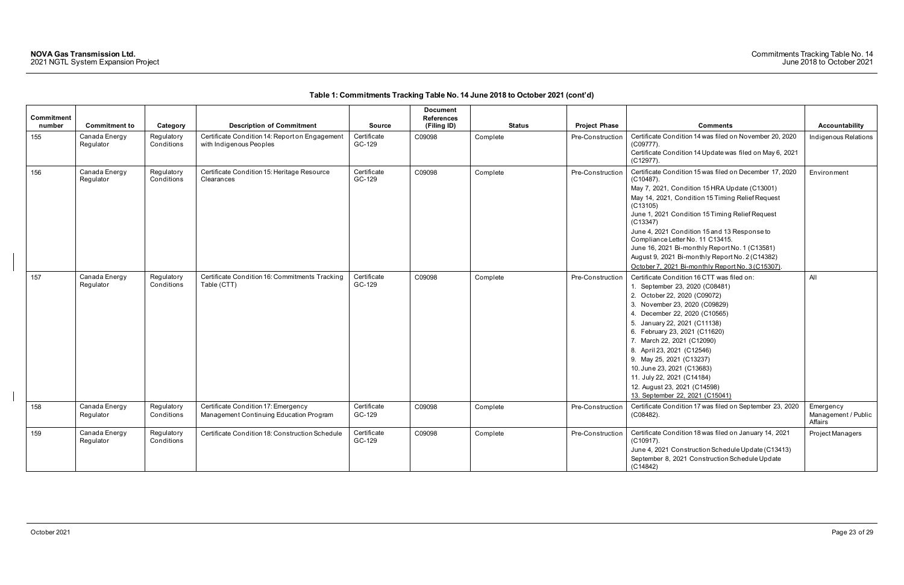**Table 1: Commitments Tracking Table No. 14 June 2018 to October 2021 (cont'd)**

| Commitment number | Commitment to | Category | Description of Commitment | Source | Document References (Filing ID) | Status | Project Phase | Comments | Accountability |
|---|---|---|---|---|---|---|---|---|---|
| 155 | Canada Energy Regulator | Regulatory Conditions | Certificate Condition 14: Report on Engagement with Indigenous Peoples | Certificate GC-129 | C09098 | Complete | Pre-Construction | Certificate Condition 14 was filed on November 20, 2020 (C09777).<br>Certificate Condition 14 Update was filed on May 6, 2021 (C12977). | Indigenous Relations |
| 156 | Canada Energy Regulator | Regulatory Conditions | Certificate Condition 15: Heritage Resource Clearances | Certificate GC-129 | C09098 | Complete | Pre-Construction | Certificate Condition 15 was filed on December 17, 2020 (C10487).<br>May 7, 2021, Condition 15 HRA Update (C13001)<br>May 14, 2021, Condition 15 Timing Relief Request (C13105)<br>June 1, 2021 Condition 15 Timing Relief Request (C13347)<br>June 4, 2021 Condition 15 and 13 Response to Compliance Letter No. 11 C13415.<br>June 16, 2021 Bi-monthly Report No. 1 (C13581)<br>August 9, 2021 Bi-monthly Report No. 2 (C14382)<br>October 7, 2021 Bi-monthly Report No. 3 (C15307). | Environment |
| 157 | Canada Energy Regulator | Regulatory Conditions | Certificate Condition 16: Commitments Tracking Table (CTT) | Certificate GC-129 | C09098 | Complete | Pre-Construction | Certificate Condition 16 CTT was filed on:<br>1. September 23, 2020 (C08481)<br>2. October 22, 2020 (C09072)<br>3. November 23, 2020 (C09829)<br>4. December 22, 2020 (C10565)<br>5. January 22, 2021 (C11138)<br>6. February 23, 2021 (C11620)<br>7. March 22, 2021 (C12090)<br>8. April 23, 2021 (C12546)<br>9. May 25, 2021 (C13237)<br>10. June 23, 2021 (C13683)<br>11. July 22, 2021 (C14184)<br>12. August 23, 2021 (C14598)<br>13. September 22, 2021 (C15041) | All |
| 158 | Canada Energy Regulator | Regulatory Conditions | Certificate Condition 17: Emergency Management Continuing Education Program | Certificate GC-129 | C09098 | Complete | Pre-Construction | Certificate Condition 17 was filed on September 23, 2020 (C08482). | Emergency Management / Public Affairs |
| 159 | Canada Energy Regulator | Regulatory Conditions | Certificate Condition 18: Construction Schedule | Certificate GC-129 | C09098 | Complete | Pre-Construction | Certificate Condition 18 was filed on January 14, 2021 (C10917).<br>June 4, 2021 Construction Schedule Update (C13413)<br>September 8, 2021 Construction Schedule Update (C14842) | Project Managers |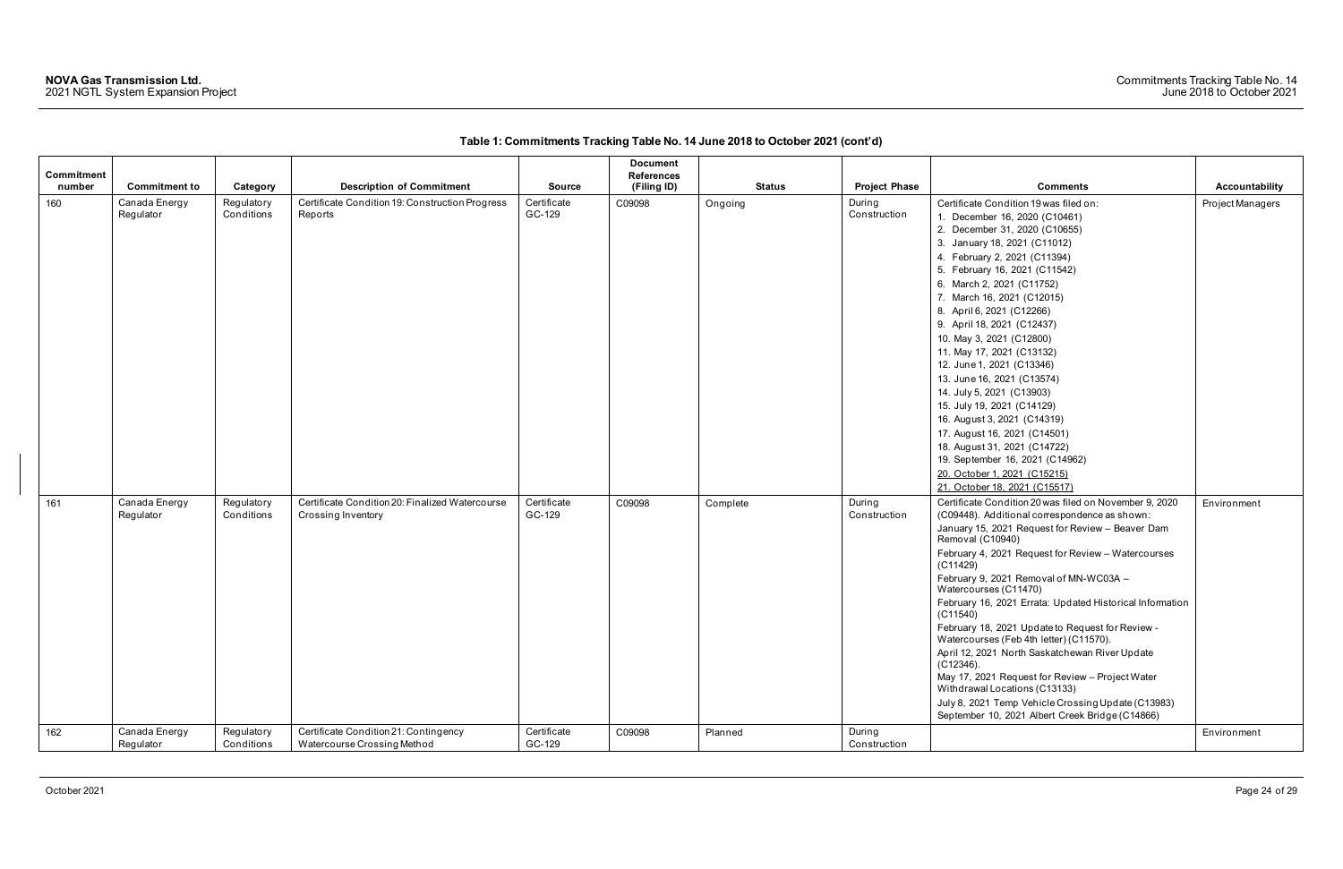**Table 1: Commitments Tracking Table No. 14 June 2018 to October 2021 (cont'd)**

| Commitment number | Commitment to | Category | Description of Commitment | Source | Document References (Filing ID) | Status | Project Phase | Comments | Accountability |
|---|---|---|---|---|---|---|---|---|---|
| 160 | Canada Energy Regulator | Regulatory Conditions | Certificate Condition 19: Construction Progress Reports | Certificate GC-129 | C09098 | Ongoing | During Construction | Certificate Condition 19 was filed on:<br>1. December 16, 2020 (C10461)<br>2. December 31, 2020 (C10655)<br>3. January 18, 2021 (C11012)<br>4. February 2, 2021 (C11394)<br>5. February 16, 2021 (C11542)<br>6. March 2, 2021 (C11752)<br>7. March 16, 2021 (C12015)<br>8. April 6, 2021 (C12266)<br>9. April 18, 2021 (C12437)<br>10. May 3, 2021 (C12800)<br>11. May 17, 2021 (C13132)<br>12. June 1, 2021 (C13346)<br>13. June 16, 2021 (C13574)<br>14. July 5, 2021 (C13903)<br>15. July 19, 2021 (C14129)<br>16. August 3, 2021 (C14319)<br>17. August 16, 2021 (C14501)<br>18. August 31, 2021 (C14722)<br>19. September 16, 2021 (C14962)<br>20. October 1, 2021 (C15215)<br>21. October 18, 2021 (C15517) | Project Managers |
| 161 | Canada Energy Regulator | Regulatory Conditions | Certificate Condition 20: Finalized Watercourse Crossing Inventory | Certificate GC-129 | C09098 | Complete | During Construction | Certificate Condition 20 was filed on November 9, 2020 (C09448). Additional correspondence as shown:<br>January 15, 2021 Request for Review – Beaver Dam Removal (C10940)<br>February 4, 2021 Request for Review – Watercourses (C11429)<br>February 9, 2021 Removal of MN-WC03A – Watercourses (C11470)<br>February 16, 2021 Errata: Updated Historical Information (C11540)<br>February 18, 2021 Update to Request for Review - Watercourses (Feb 4th letter) (C11570).<br>April 12, 2021 North Saskatchewan River Update (C12346).<br>May 17, 2021 Request for Review – Project Water Withdrawal Locations (C13133)<br>July 8, 2021 Temp Vehicle Crossing Update (C13983)<br>September 10, 2021 Albert Creek Bridge (C14866) | Environment |
| 162 | Canada Energy Regulator | Regulatory Conditions | Certificate Condition 21: Contingency Watercourse Crossing Method | Certificate GC-129 | C09098 | Planned | During Construction | | Environment |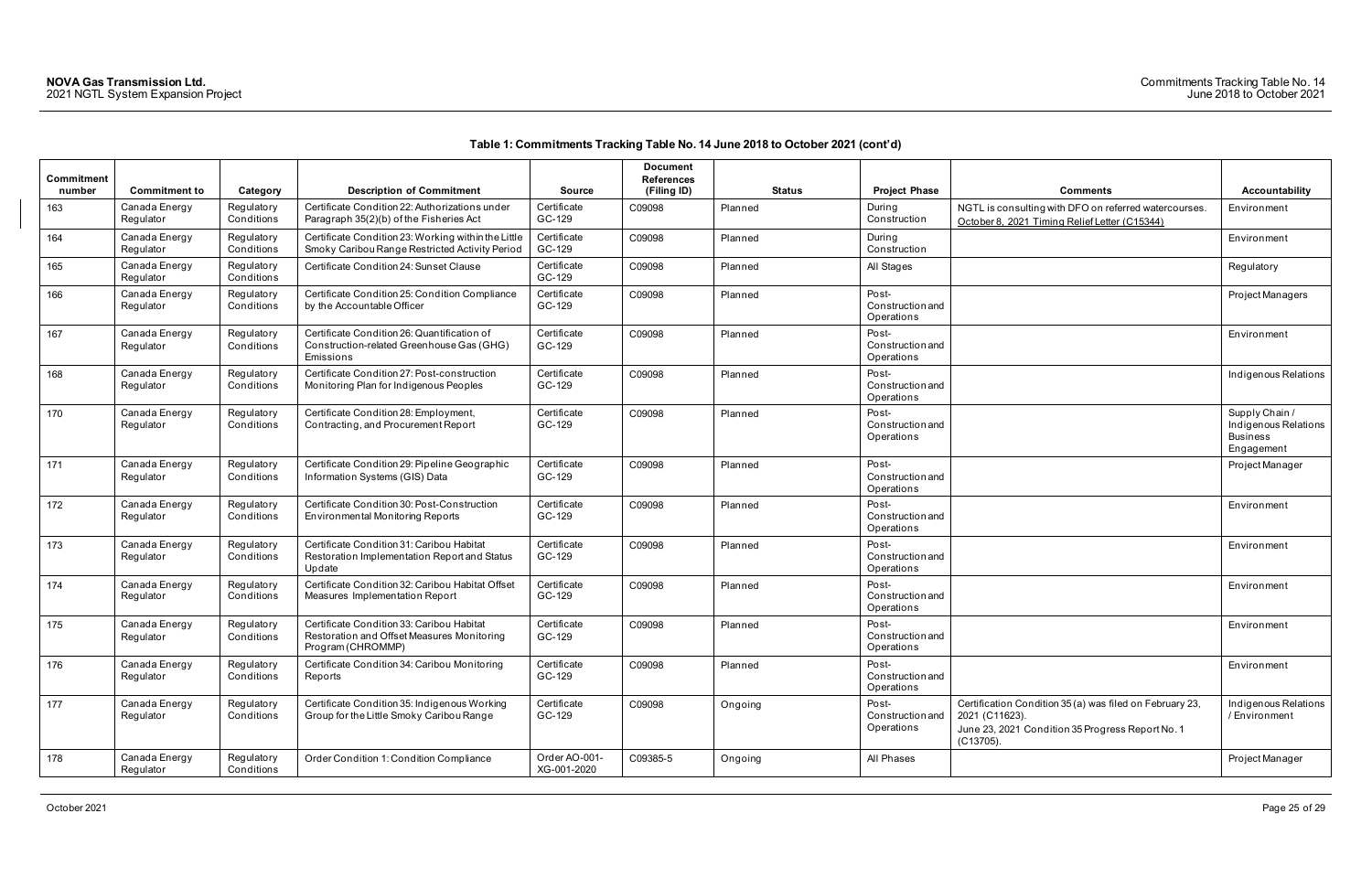**Table 1: Commitments Tracking Table No. 14 June 2018 to October 2021 (cont'd)**

| Commitment number | Commitment to | Category | Description of Commitment | Source | Document References (Filing ID) | Status | Project Phase | Comments | Accountability |
|---|---|---|---|---|---|---|---|---|---|
| 163 | Canada Energy Regulator | Regulatory Conditions | Certificate Condition 22: Authorizations under Paragraph 35(2)(b) of the Fisheries Act | Certificate GC-129 | C09098 | Planned | During Construction | NGTL is consulting with DFO on referred watercourses. October 8, 2021 Timing Relief Letter (C15344) | Environment |
| 164 | Canada Energy Regulator | Regulatory Conditions | Certificate Condition 23: Working within the Little Smoky Caribou Range Restricted Activity Period | Certificate GC-129 | C09098 | Planned | During Construction | | Environment |
| 165 | Canada Energy Regulator | Regulatory Conditions | Certificate Condition 24: Sunset Clause | Certificate GC-129 | C09098 | Planned | All Stages | | Regulatory |
| 166 | Canada Energy Regulator | Regulatory Conditions | Certificate Condition 25: Condition Compliance by the Accountable Officer | Certificate GC-129 | C09098 | Planned | Post-Construction and Operations | | Project Managers |
| 167 | Canada Energy Regulator | Regulatory Conditions | Certificate Condition 26: Quantification of Construction-related Greenhouse Gas (GHG) Emissions | Certificate GC-129 | C09098 | Planned | Post-Construction and Operations | | Environment |
| 168 | Canada Energy Regulator | Regulatory Conditions | Certificate Condition 27: Post-construction Monitoring Plan for Indigenous Peoples | Certificate GC-129 | C09098 | Planned | Post-Construction and Operations | | Indigenous Relations |
| 170 | Canada Energy Regulator | Regulatory Conditions | Certificate Condition 28: Employment, Contracting, and Procurement Report | Certificate GC-129 | C09098 | Planned | Post-Construction and Operations | | Supply Chain / Indigenous Relations Business Engagement |
| 171 | Canada Energy Regulator | Regulatory Conditions | Certificate Condition 29: Pipeline Geographic Information Systems (GIS) Data | Certificate GC-129 | C09098 | Planned | Post-Construction and Operations | | Project Manager |
| 172 | Canada Energy Regulator | Regulatory Conditions | Certificate Condition 30: Post-Construction Environmental Monitoring Reports | Certificate GC-129 | C09098 | Planned | Post-Construction and Operations | | Environment |
| 173 | Canada Energy Regulator | Regulatory Conditions | Certificate Condition 31: Caribou Habitat Restoration Implementation Report and Status Update | Certificate GC-129 | C09098 | Planned | Post-Construction and Operations | | Environment |
| 174 | Canada Energy Regulator | Regulatory Conditions | Certificate Condition 32: Caribou Habitat Offset Measures Implementation Report | Certificate GC-129 | C09098 | Planned | Post-Construction and Operations | | Environment |
| 175 | Canada Energy Regulator | Regulatory Conditions | Certificate Condition 33: Caribou Habitat Restoration and Offset Measures Monitoring Program (CHROMMP) | Certificate GC-129 | C09098 | Planned | Post-Construction and Operations | | Environment |
| 176 | Canada Energy Regulator | Regulatory Conditions | Certificate Condition 34: Caribou Monitoring Reports | Certificate GC-129 | C09098 | Planned | Post-Construction and Operations | | Environment |
| 177 | Canada Energy Regulator | Regulatory Conditions | Certificate Condition 35: Indigenous Working Group for the Little Smoky Caribou Range | Certificate GC-129 | C09098 | Ongoing | Post-Construction and Operations | Certification Condition 35 (a) was filed on February 23, 2021 (C11623). June 23, 2021 Condition 35 Progress Report No. 1 (C13705). | Indigenous Relations / Environment |
| 178 | Canada Energy Regulator | Regulatory Conditions | Order Condition 1: Condition Compliance | Order AO-001-XG-001-2020 | C09385-5 | Ongoing | All Phases | | Project Manager |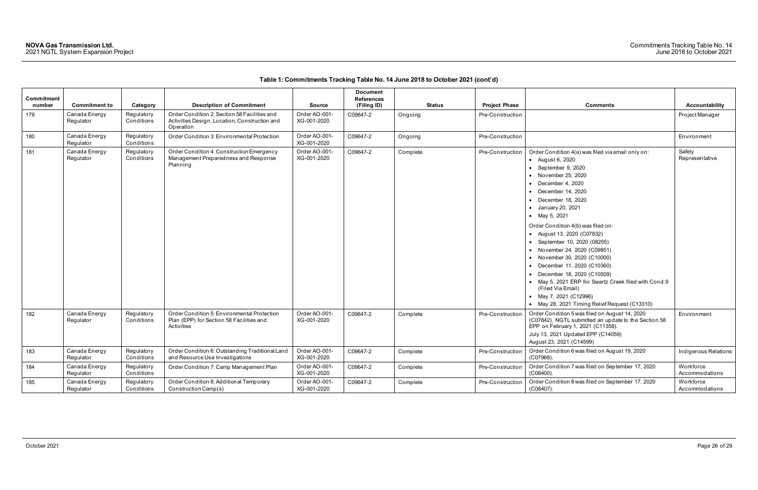**Table 1: Commitments Tracking Table No. 14 June 2018 to October 2021 (cont'd)**

| Commitment number | Commitment to | Category | Description of Commitment | Source | Document References (Filing ID) | Status | Project Phase | Comments | Accountability |
|---|---|---|---|---|---|---|---|---|---|
| 179 | Canada Energy Regulator | Regulatory Conditions | Order Condition 2: Section 58 Facilities and Activities Design, Location, Construction and Operation | Order AO-001-XG-001-2020 | C09647-2 | Ongoing | Pre-Construction | | Project Manager |
| 180 | Canada Energy Regulator | Regulatory Conditions | Order Condition 3: Environmental Protection | Order AO-001-XG-001-2020 | C09647-2 | Ongoing | Pre-Construction | | Environment |
| 181 | Canada Energy Regulator | Regulatory Conditions | Order Condition 4: Construction Emergency Management Preparedness and Response Planning | Order AO-001-XG-001-2020 | C09647-2 | Complete | Pre-Construction | Order Condition 4(a) was filed via email only on: <br>• August 6, 2020 <br>• September 9, 2020 <br>• November 25, 2020 <br>• December 4, 2020 <br>• December 14, 2020 <br>• December 18, 2020 <br>• January 20, 2021 <br>• May 5, 2021 <br>Order Condition 4(b) was filed on: <br>• August 13, 2020 (C07832) <br>• September 10, 2020 (08255) <br>• November 24, 2020 (C09851) <br>• November 30, 2020 (C10000) <br>• December 11, 2020 (C10360) <br>• December 18, 2020 (C10509) <br>• May 5, 2021 ERP for Swartz Creek filed with Cond.9 (Filed Via Email) <br>• May 7, 2021 (C12996) <br>• May 28, 2021 Timing Relief Request (C13310) | Safety Representative |
| 182 | Canada Energy Regulator | Regulatory Conditions | Order Condition 5: Environmental Protection Plan (EPP) for Section 58 Facilities and Activities | Order AO-001-XG-001-2020 | C09647-2 | Complete | Pre-Construction | Order Condition 5 was filed on August 14, 2020 (C07842). NGTL submitted an update to the Section 58 EPP on February 1, 2021 (C11358). <br>July 13, 2021 Updated EPP (C14059) <br>August 23, 2021 (C14599) | Environment |
| 183 | Canada Energy Regulator | Regulatory Conditions | Order Condition 6: Outstanding Traditional Land and Resource Use Investigations | Order AO-001-XG-001-2020 | C09647-2 | Complete | Pre-Construction | Order Condition 6 was filed on August 19, 2020 (C07968). | Indigenous Relations |
| 184 | Canada Energy Regulator | Regulatory Conditions | Order Condition 7: Camp Management Plan | Order AO-001-XG-001-2020 | C09647-2 | Complete | Pre-Construction | Order Condition 7 was filed on September 17, 2020 (C08400). | Workforce Accommodations |
| 185 | Canada Energy Regulator | Regulatory Conditions | Order Condition 8: Additional Temporary Construction Camp(s) | Order AO-001-XG-001-2020 | C09647-2 | Complete | Pre-Construction | Order Condition 8 was filed on September 17, 2020 (C08407). | Workforce Accommodations |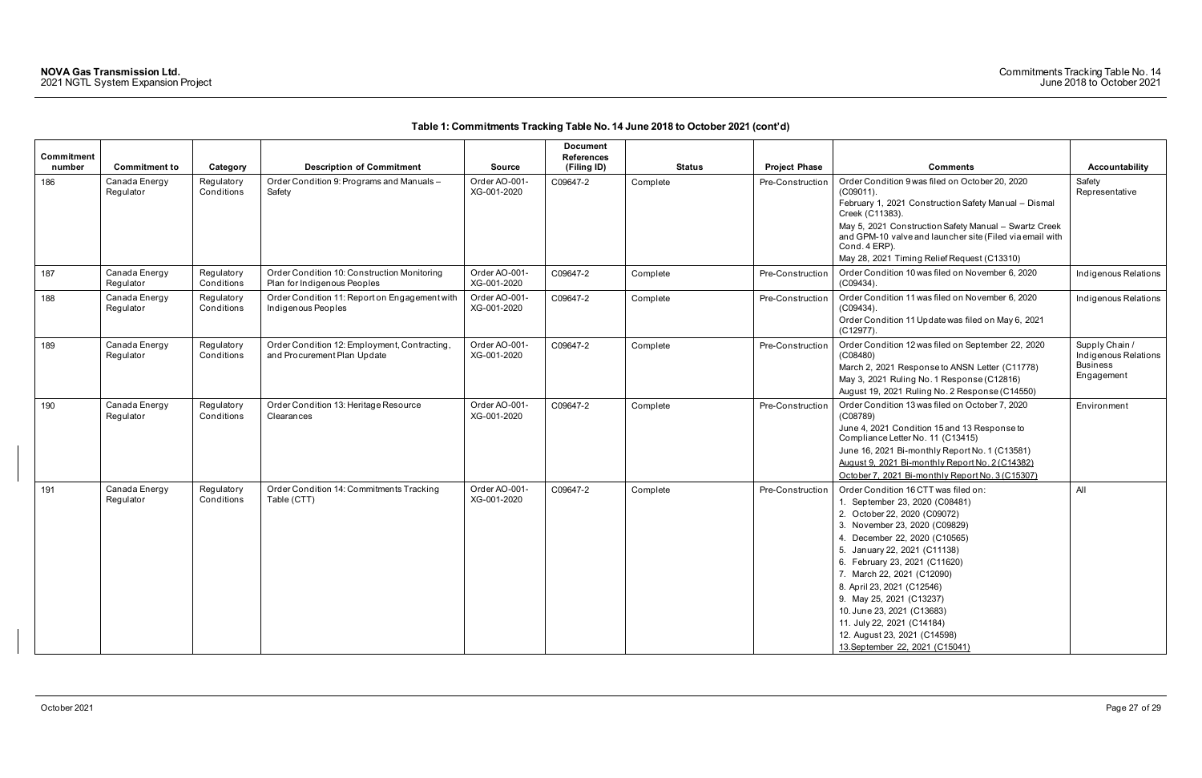**Table 1: Commitments Tracking Table No. 14 June 2018 to October 2021 (cont'd)**

| Commitment number | Commitment to | Category | Description of Commitment | Source | Document References (Filing ID) | Status | Project Phase | Comments | Accountability |
|---|---|---|---|---|---|---|---|---|---|
| 186 | Canada Energy Regulator | Regulatory Conditions | Order Condition 9: Programs and Manuals – Safety | Order AO-001-XG-001-2020 | C09647-2 | Complete | Pre-Construction | Order Condition 9 was filed on October 20, 2020 (C09011).<br>February 1, 2021 Construction Safety Manual – Dismal Creek (C11383).<br>May 5, 2021 Construction Safety Manual – Swartz Creek and GPM-10 valve and launcher site (Filed via email with Cond. 4 ERP).<br>May 28, 2021 Timing Relief Request (C13310) | Safety Representative |
| 187 | Canada Energy Regulator | Regulatory Conditions | Order Condition 10: Construction Monitoring Plan for Indigenous Peoples | Order AO-001-XG-001-2020 | C09647-2 | Complete | Pre-Construction | Order Condition 10 was filed on November 6, 2020 (C09434). | Indigenous Relations |
| 188 | Canada Energy Regulator | Regulatory Conditions | Order Condition 11: Report on Engagement with Indigenous Peoples | Order AO-001-XG-001-2020 | C09647-2 | Complete | Pre-Construction | Order Condition 11 was filed on November 6, 2020 (C09434).<br>Order Condition 11 Update was filed on May 6, 2021 (C12977). | Indigenous Relations |
| 189 | Canada Energy Regulator | Regulatory Conditions | Order Condition 12: Employment, Contracting, and Procurement Plan Update | Order AO-001-XG-001-2020 | C09647-2 | Complete | Pre-Construction | Order Condition 12 was filed on September 22, 2020 (C08480)<br>March 2, 2021 Response to ANSN Letter (C11778)<br>May 3, 2021 Ruling No. 1 Response (C12816)<br>August 19, 2021 Ruling No. 2 Response (C14550) | Supply Chain / Indigenous Relations Business Engagement |
| 190 | Canada Energy Regulator | Regulatory Conditions | Order Condition 13: Heritage Resource Clearances | Order AO-001-XG-001-2020 | C09647-2 | Complete | Pre-Construction | Order Condition 13 was filed on October 7, 2020 (C08789)<br>June 4, 2021 Condition 15 and 13 Response to Compliance Letter No. 11 (C13415)<br>June 16, 2021 Bi-monthly Report No. 1 (C13581)<br>August 9, 2021 Bi-monthly Report No. 2 (C14382)<br>October 7, 2021 Bi-monthly Report No. 3 (C15307) | Environment |
| 191 | Canada Energy Regulator | Regulatory Conditions | Order Condition 14: Commitments Tracking Table (CTT) | Order AO-001-XG-001-2020 | C09647-2 | Complete | Pre-Construction | Order Condition 16 CTT was filed on:<br>1. September 23, 2020 (C08481)<br>2. October 22, 2020 (C09072)<br>3. November 23, 2020 (C09829)<br>4. December 22, 2020 (C10565)<br>5. January 22, 2021 (C11138)<br>6. February 23, 2021 (C11620)<br>7. March 22, 2021 (C12090)<br>8. April 23, 2021 (C12546)<br>9. May 25, 2021 (C13237)<br>10. June 23, 2021 (C13683)<br>11. July 22, 2021 (C14184)<br>12. August 23, 2021 (C14598)<br>13. September 22, 2021 (C15041) | All |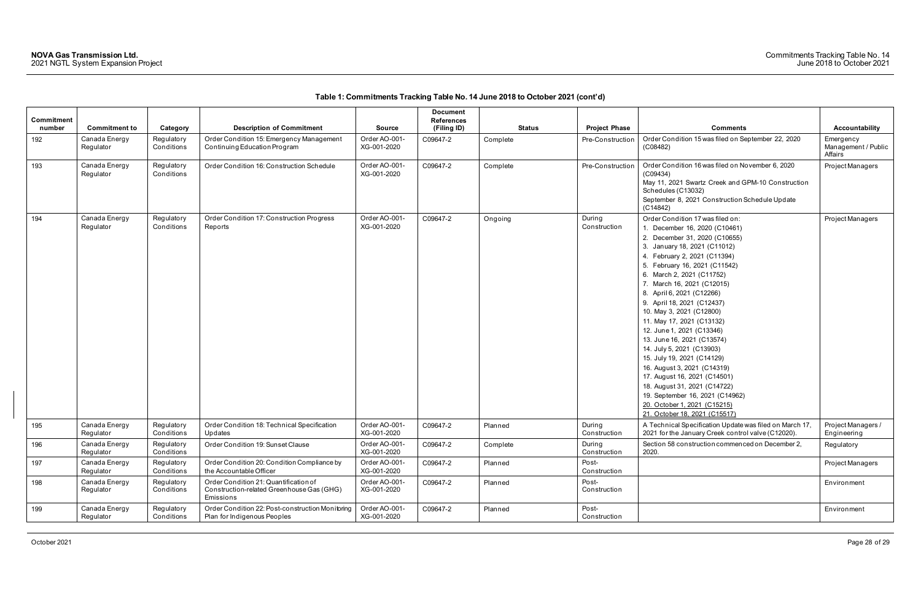**Table 1: Commitments Tracking Table No. 14 June 2018 to October 2021 (cont'd)**

| Commitment number | Commitment to | Category | Description of Commitment | Source | Document References (Filing ID) | Status | Project Phase | Comments | Accountability |
|---|---|---|---|---|---|---|---|---|---|
| 192 | Canada Energy Regulator | Regulatory Conditions | Order Condition 15: Emergency Management Continuing Education Program | Order AO-001-XG-001-2020 | C09647-2 | Complete | Pre-Construction | Order Condition 15 was filed on September 22, 2020 (C08482) | Emergency Management / Public Affairs |
| 193 | Canada Energy Regulator | Regulatory Conditions | Order Condition 16: Construction Schedule | Order AO-001-XG-001-2020 | C09647-2 | Complete | Pre-Construction | Order Condition 16 was filed on November 6, 2020 (C09434)<br>May 11, 2021 Swartz Creek and GPM-10 Construction Schedules (C13032)<br>September 8, 2021 Construction Schedule Update (C14842) | Project Managers |
| 194 | Canada Energy Regulator | Regulatory Conditions | Order Condition 17: Construction Progress Reports | Order AO-001-XG-001-2020 | C09647-2 | Ongoing | During Construction | Order Condition 17 was filed on:<br>1. December 16, 2020 (C10461)<br>2. December 31, 2020 (C10655)<br>3. January 18, 2021 (C11012)<br>4. February 2, 2021 (C11394)<br>5. February 16, 2021 (C11542)<br>6. March 2, 2021 (C11752)<br>7. March 16, 2021 (C12015)<br>8. April 6, 2021 (C12266)<br>9. April 18, 2021 (C12437)<br>10. May 3, 2021 (C12800)<br>11. May 17, 2021 (C13132)<br>12. June 1, 2021 (C13346)<br>13. June 16, 2021 (C13574)<br>14. July 5, 2021 (C13903)<br>15. July 19, 2021 (C14129)<br>16. August 3, 2021 (C14319)<br>17. August 16, 2021 (C14501)<br>18. August 31, 2021 (C14722)<br>19. September 16, 2021 (C14962)<br>20. October 1, 2021 (C15215)<br>21. October 18, 2021 (C15517) | Project Managers |
| 195 | Canada Energy Regulator | Regulatory Conditions | Order Condition 18: Technical Specification Updates | Order AO-001-XG-001-2020 | C09647-2 | Planned | During Construction | A Technical Specification Update was filed on March 17, 2021 for the January Creek control valve (C12020). | Project Managers / Engineering |
| 196 | Canada Energy Regulator | Regulatory Conditions | Order Condition 19: Sunset Clause | Order AO-001-XG-001-2020 | C09647-2 | Complete | During Construction | Section 58 construction commenced on December 2, 2020. | Regulatory |
| 197 | Canada Energy Regulator | Regulatory Conditions | Order Condition 20: Condition Compliance by the Accountable Officer | Order AO-001-XG-001-2020 | C09647-2 | Planned | Post-Construction | | Project Managers |
| 198 | Canada Energy Regulator | Regulatory Conditions | Order Condition 21: Quantification of Construction-related Greenhouse Gas (GHG) Emissions | Order AO-001-XG-001-2020 | C09647-2 | Planned | Post-Construction | | Environment |
| 199 | Canada Energy Regulator | Regulatory Conditions | Order Condition 22: Post-construction Monitoring Plan for Indigenous Peoples | Order AO-001-XG-001-2020 | C09647-2 | Planned | Post-Construction | | Environment |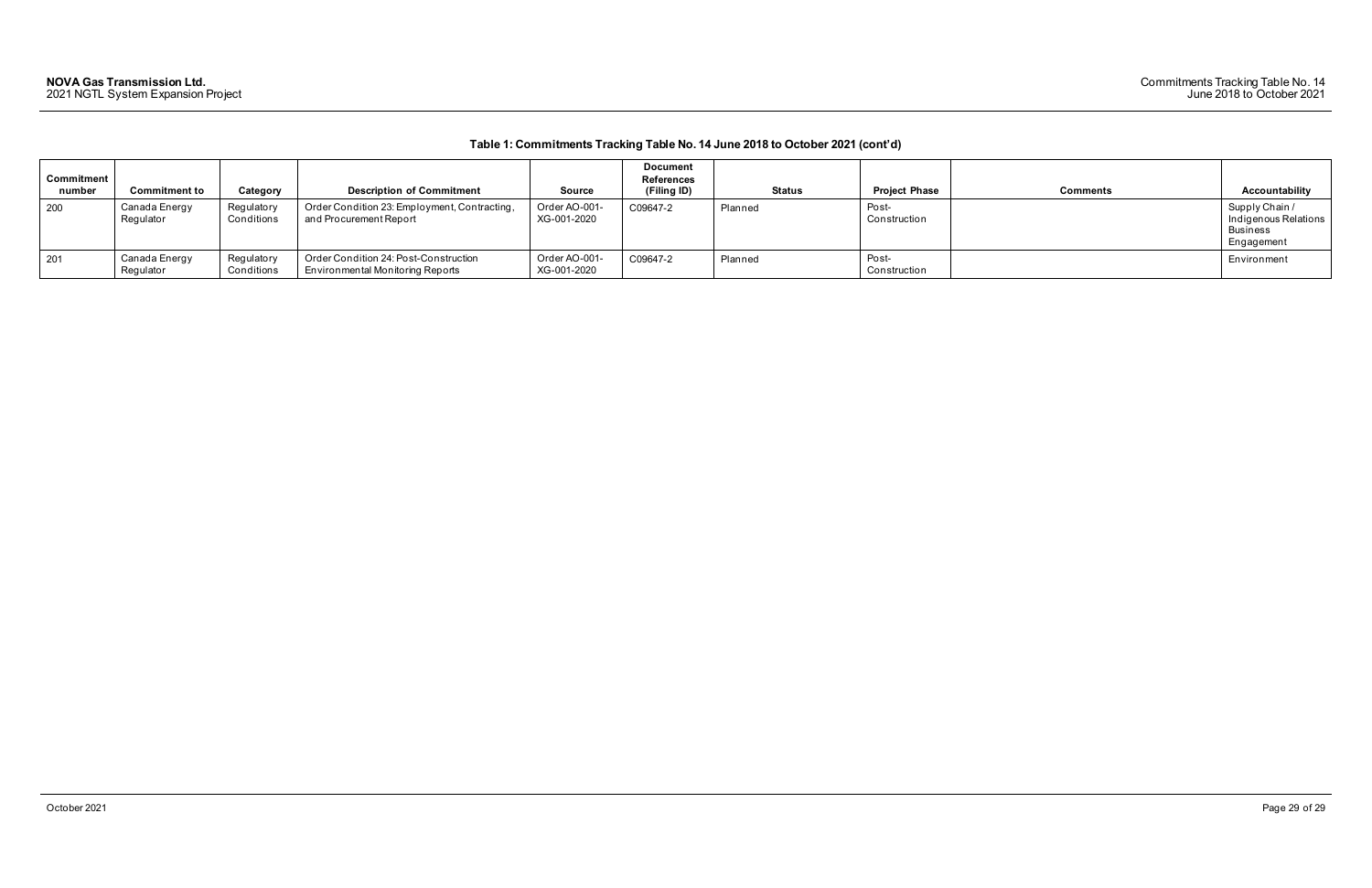**Table 1: Commitments Tracking Table No. 14 June 2018 to October 2021 (cont'd)**

| Commitment number | Commitment to | Category | Description of Commitment | Source | Document References (Filing ID) | Status | Project Phase | Comments | Accountability |
|---|---|---|---|---|---|---|---|---|---|
| 200 | Canada Energy Regulator | Regulatory Conditions | Order Condition 23: Employment, Contracting, and Procurement Report | Order AO-001-XG-001-2020 | C09647-2 | Planned | Post-Construction | | Supply Chain / Indigenous Relations Business Engagement |
| 201 | Canada Energy Regulator | Regulatory Conditions | Order Condition 24: Post-Construction Environmental Monitoring Reports | Order AO-001-XG-001-2020 | C09647-2 | Planned | Post-Construction | | Environment |